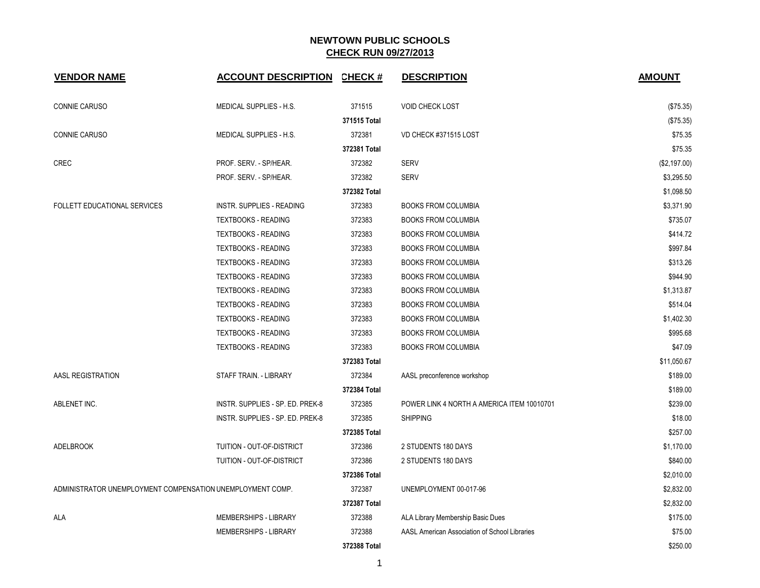# NEWTOWN PUBLIC SCHOOLS

## CHECK RUN 09/27/2013

| VENDOR NAME | ACCOUNT DESCRIPTION | CHECK # | DESCRIPTION | AMOUNT |
|---|---|---|---|---|
| CONNIE CARUSO | MEDICAL SUPPLIES - H.S. | 371515 | VOID CHECK LOST | ($75.35) |
| | | 371515 Total | | ($75.35) |
| CONNIE CARUSO | MEDICAL SUPPLIES - H.S. | 372381 | VD CHECK #371515 LOST | $75.35 |
| | | 372381 Total | | $75.35 |
| CREC | PROF. SERV. - SP/HEAR. | 372382 | SERV | ($2,197.00) |
| | PROF. SERV. - SP/HEAR. | 372382 | SERV | $3,295.50 |
| | | 372382 Total | | $1,098.50 |
| FOLLETT EDUCATIONAL SERVICES | INSTR. SUPPLIES - READING | 372383 | BOOKS FROM COLUMBIA | $3,371.90 |
| | TEXTBOOKS - READING | 372383 | BOOKS FROM COLUMBIA | $735.07 |
| | TEXTBOOKS - READING | 372383 | BOOKS FROM COLUMBIA | $414.72 |
| | TEXTBOOKS - READING | 372383 | BOOKS FROM COLUMBIA | $997.84 |
| | TEXTBOOKS - READING | 372383 | BOOKS FROM COLUMBIA | $313.26 |
| | TEXTBOOKS - READING | 372383 | BOOKS FROM COLUMBIA | $944.90 |
| | TEXTBOOKS - READING | 372383 | BOOKS FROM COLUMBIA | $1,313.87 |
| | TEXTBOOKS - READING | 372383 | BOOKS FROM COLUMBIA | $514.04 |
| | TEXTBOOKS - READING | 372383 | BOOKS FROM COLUMBIA | $1,402.30 |
| | TEXTBOOKS - READING | 372383 | BOOKS FROM COLUMBIA | $995.68 |
| | TEXTBOOKS - READING | 372383 | BOOKS FROM COLUMBIA | $47.09 |
| | | 372383 Total | | $11,050.67 |
| AASL REGISTRATION | STAFF TRAIN. - LIBRARY | 372384 | AASL preconference workshop | $189.00 |
| | | 372384 Total | | $189.00 |
| ABLENET INC. | INSTR. SUPPLIES - SP. ED. PREK-8 | 372385 | POWER LINK 4 NORTH A AMERICA ITEM 10010701 | $239.00 |
| | INSTR. SUPPLIES - SP. ED. PREK-8 | 372385 | SHIPPING | $18.00 |
| | | 372385 Total | | $257.00 |
| ADELBROOK | TUITION - OUT-OF-DISTRICT | 372386 | 2 STUDENTS 180 DAYS | $1,170.00 |
| | TUITION - OUT-OF-DISTRICT | 372386 | 2 STUDENTS 180 DAYS | $840.00 |
| | | 372386 Total | | $2,010.00 |
| ADMINISTRATOR UNEMPLOYMENT COMPENSATION | UNEMPLOYMENT COMP. | 372387 | UNEMPLOYMENT 00-017-96 | $2,832.00 |
| | | 372387 Total | | $2,832.00 |
| ALA | MEMBERSHIPS - LIBRARY | 372388 | ALA Library Membership Basic Dues | $175.00 |
| | MEMBERSHIPS - LIBRARY | 372388 | AASL American Association of School Libraries | $75.00 |
| | | 372388 Total | | $250.00 |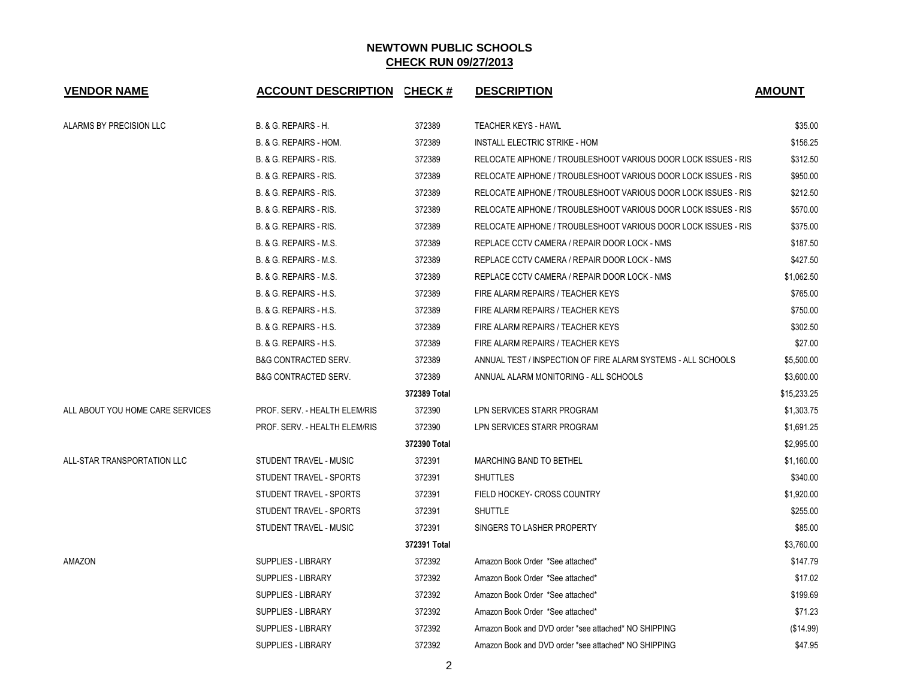## NEWTOWN PUBLIC SCHOOLS
## CHECK RUN 09/27/2013

| VENDOR NAME | ACCOUNT DESCRIPTION | CHECK # | DESCRIPTION | AMOUNT |
|---|---|---|---|---|
| ALARMS BY PRECISION LLC | B. & G. REPAIRS - H. | 372389 | TEACHER KEYS - HAWL | $35.00 |
| | B. & G. REPAIRS - HOM. | 372389 | INSTALL ELECTRIC STRIKE - HOM | $156.25 |
| | B. & G. REPAIRS - RIS. | 372389 | RELOCATE AIPHONE / TROUBLESHOOT VARIOUS DOOR LOCK ISSUES - RIS | $312.50 |
| | B. & G. REPAIRS - RIS. | 372389 | RELOCATE AIPHONE / TROUBLESHOOT VARIOUS DOOR LOCK ISSUES - RIS | $950.00 |
| | B. & G. REPAIRS - RIS. | 372389 | RELOCATE AIPHONE / TROUBLESHOOT VARIOUS DOOR LOCK ISSUES - RIS | $212.50 |
| | B. & G. REPAIRS - RIS. | 372389 | RELOCATE AIPHONE / TROUBLESHOOT VARIOUS DOOR LOCK ISSUES - RIS | $570.00 |
| | B. & G. REPAIRS - RIS. | 372389 | RELOCATE AIPHONE / TROUBLESHOOT VARIOUS DOOR LOCK ISSUES - RIS | $375.00 |
| | B. & G. REPAIRS - M.S. | 372389 | REPLACE CCTV CAMERA / REPAIR DOOR LOCK - NMS | $187.50 |
| | B. & G. REPAIRS - M.S. | 372389 | REPLACE CCTV CAMERA / REPAIR DOOR LOCK - NMS | $427.50 |
| | B. & G. REPAIRS - M.S. | 372389 | REPLACE CCTV CAMERA / REPAIR DOOR LOCK - NMS | $1,062.50 |
| | B. & G. REPAIRS - H.S. | 372389 | FIRE ALARM REPAIRS / TEACHER KEYS | $765.00 |
| | B. & G. REPAIRS - H.S. | 372389 | FIRE ALARM REPAIRS / TEACHER KEYS | $750.00 |
| | B. & G. REPAIRS - H.S. | 372389 | FIRE ALARM REPAIRS / TEACHER KEYS | $302.50 |
| | B. & G. REPAIRS - H.S. | 372389 | FIRE ALARM REPAIRS / TEACHER KEYS | $27.00 |
| | B&G CONTRACTED SERV. | 372389 | ANNUAL TEST / INSPECTION OF FIRE ALARM SYSTEMS - ALL SCHOOLS | $5,500.00 |
| | B&G CONTRACTED SERV. | 372389 | ANNUAL ALARM MONITORING - ALL SCHOOLS | $3,600.00 |
| | | **372389 Total** | | $15,233.25 |
| ALL ABOUT YOU HOME CARE SERVICES | PROF. SERV. - HEALTH ELEM/RIS | 372390 | LPN SERVICES STARR PROGRAM | $1,303.75 |
| | PROF. SERV. - HEALTH ELEM/RIS | 372390 | LPN SERVICES STARR PROGRAM | $1,691.25 |
| | | **372390 Total** | | $2,995.00 |
| ALL-STAR TRANSPORTATION LLC | STUDENT TRAVEL - MUSIC | 372391 | MARCHING BAND TO BETHEL | $1,160.00 |
| | STUDENT TRAVEL - SPORTS | 372391 | SHUTTLES | $340.00 |
| | STUDENT TRAVEL - SPORTS | 372391 | FIELD HOCKEY- CROSS COUNTRY | $1,920.00 |
| | STUDENT TRAVEL - SPORTS | 372391 | SHUTTLE | $255.00 |
| | STUDENT TRAVEL - MUSIC | 372391 | SINGERS TO LASHER PROPERTY | $85.00 |
| | | **372391 Total** | | $3,760.00 |
| AMAZON | SUPPLIES - LIBRARY | 372392 | Amazon Book Order *See attached* | $147.79 |
| | SUPPLIES - LIBRARY | 372392 | Amazon Book Order *See attached* | $17.02 |
| | SUPPLIES - LIBRARY | 372392 | Amazon Book Order *See attached* | $199.69 |
| | SUPPLIES - LIBRARY | 372392 | Amazon Book Order *See attached* | $71.23 |
| | SUPPLIES - LIBRARY | 372392 | Amazon Book and DVD order *see attached* NO SHIPPING | ($14.99) |
| | SUPPLIES - LIBRARY | 372392 | Amazon Book and DVD order *see attached* NO SHIPPING | $47.95 |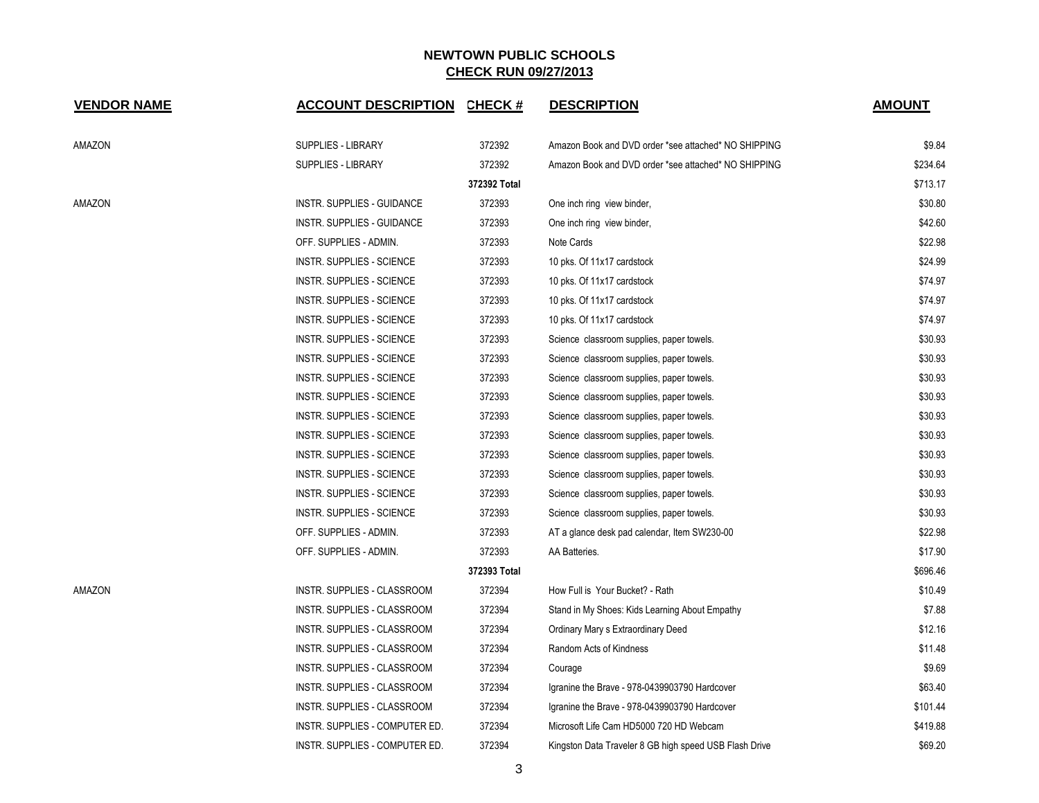# NEWTOWN PUBLIC SCHOOLS

## CHECK RUN 09/27/2013

| VENDOR NAME | ACCOUNT DESCRIPTION | CHECK # | DESCRIPTION | AMOUNT |
|---|---|---|---|---|
| AMAZON | SUPPLIES - LIBRARY | 372392 | Amazon Book and DVD order *see attached* NO SHIPPING | $9.84 |
| | SUPPLIES - LIBRARY | 372392 | Amazon Book and DVD order *see attached* NO SHIPPING | $234.64 |
| | | **372392 Total** | | $713.17 |
| AMAZON | INSTR. SUPPLIES - GUIDANCE | 372393 | One inch ring view binder, | $30.80 |
| | INSTR. SUPPLIES - GUIDANCE | 372393 | One inch ring view binder, | $42.60 |
| | OFF. SUPPLIES - ADMIN. | 372393 | Note Cards | $22.98 |
| | INSTR. SUPPLIES - SCIENCE | 372393 | 10 pks. Of 11x17 cardstock | $24.99 |
| | INSTR. SUPPLIES - SCIENCE | 372393 | 10 pks. Of 11x17 cardstock | $74.97 |
| | INSTR. SUPPLIES - SCIENCE | 372393 | 10 pks. Of 11x17 cardstock | $74.97 |
| | INSTR. SUPPLIES - SCIENCE | 372393 | 10 pks. Of 11x17 cardstock | $74.97 |
| | INSTR. SUPPLIES - SCIENCE | 372393 | Science classroom supplies, paper towels. | $30.93 |
| | INSTR. SUPPLIES - SCIENCE | 372393 | Science classroom supplies, paper towels. | $30.93 |
| | INSTR. SUPPLIES - SCIENCE | 372393 | Science classroom supplies, paper towels. | $30.93 |
| | INSTR. SUPPLIES - SCIENCE | 372393 | Science classroom supplies, paper towels. | $30.93 |
| | INSTR. SUPPLIES - SCIENCE | 372393 | Science classroom supplies, paper towels. | $30.93 |
| | INSTR. SUPPLIES - SCIENCE | 372393 | Science classroom supplies, paper towels. | $30.93 |
| | INSTR. SUPPLIES - SCIENCE | 372393 | Science classroom supplies, paper towels. | $30.93 |
| | INSTR. SUPPLIES - SCIENCE | 372393 | Science classroom supplies, paper towels. | $30.93 |
| | INSTR. SUPPLIES - SCIENCE | 372393 | Science classroom supplies, paper towels. | $30.93 |
| | INSTR. SUPPLIES - SCIENCE | 372393 | Science classroom supplies, paper towels. | $30.93 |
| | OFF. SUPPLIES - ADMIN. | 372393 | AT a glance desk pad calendar, Item SW230-00 | $22.98 |
| | OFF. SUPPLIES - ADMIN. | 372393 | AA Batteries. | $17.90 |
| | | **372393 Total** | | $696.46 |
| AMAZON | INSTR. SUPPLIES - CLASSROOM | 372394 | How Full is Your Bucket? - Rath | $10.49 |
| | INSTR. SUPPLIES - CLASSROOM | 372394 | Stand in My Shoes: Kids Learning About Empathy | $7.88 |
| | INSTR. SUPPLIES - CLASSROOM | 372394 | Ordinary Mary s Extraordinary Deed | $12.16 |
| | INSTR. SUPPLIES - CLASSROOM | 372394 | Random Acts of Kindness | $11.48 |
| | INSTR. SUPPLIES - CLASSROOM | 372394 | Courage | $9.69 |
| | INSTR. SUPPLIES - CLASSROOM | 372394 | Igranine the Brave - 978-0439903790 Hardcover | $63.40 |
| | INSTR. SUPPLIES - CLASSROOM | 372394 | Igranine the Brave - 978-0439903790 Hardcover | $101.44 |
| | INSTR. SUPPLIES - COMPUTER ED. | 372394 | Microsoft Life Cam HD5000 720 HD Webcam | $419.88 |
| | INSTR. SUPPLIES - COMPUTER ED. | 372394 | Kingston Data Traveler 8 GB high speed USB Flash Drive | $69.20 |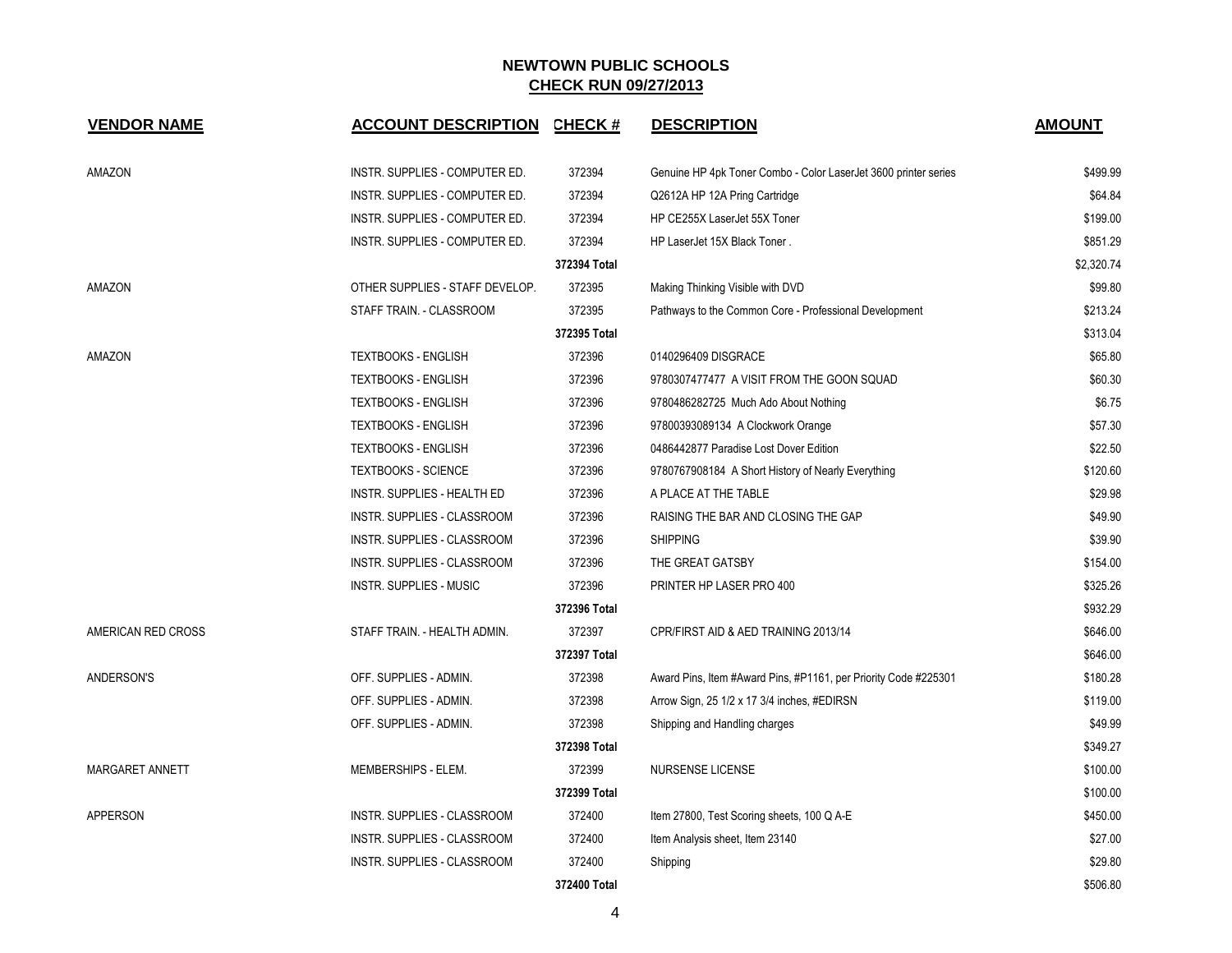## NEWTOWN PUBLIC SCHOOLS
## CHECK RUN 09/27/2013

| VENDOR NAME | ACCOUNT DESCRIPTION | CHECK # | DESCRIPTION | AMOUNT |
|---|---|---|---|---|
| AMAZON | INSTR. SUPPLIES - COMPUTER ED. | 372394 | Genuine HP 4pk Toner Combo - Color LaserJet 3600 printer series | $499.99 |
| | INSTR. SUPPLIES - COMPUTER ED. | 372394 | Q2612A HP 12A Pring Cartridge | $64.84 |
| | INSTR. SUPPLIES - COMPUTER ED. | 372394 | HP CE255X LaserJet 55X Toner | $199.00 |
| | INSTR. SUPPLIES - COMPUTER ED. | 372394 | HP LaserJet 15X Black Toner . | $851.29 |
| | | 372394 Total | | $2,320.74 |
| AMAZON | OTHER SUPPLIES - STAFF DEVELOP. | 372395 | Making Thinking Visible with DVD | $99.80 |
| | STAFF TRAIN. - CLASSROOM | 372395 | Pathways to the Common Core - Professional Development | $213.24 |
| | | 372395 Total | | $313.04 |
| AMAZON | TEXTBOOKS - ENGLISH | 372396 | 0140296409 DISGRACE | $65.80 |
| | TEXTBOOKS - ENGLISH | 372396 | 9780307477477 A VISIT FROM THE GOON SQUAD | $60.30 |
| | TEXTBOOKS - ENGLISH | 372396 | 9780486282725 Much Ado About Nothing | $6.75 |
| | TEXTBOOKS - ENGLISH | 372396 | 97800393089134 A Clockwork Orange | $57.30 |
| | TEXTBOOKS - ENGLISH | 372396 | 0486442877 Paradise Lost Dover Edition | $22.50 |
| | TEXTBOOKS - SCIENCE | 372396 | 9780767908184 A Short History of Nearly Everything | $120.60 |
| | INSTR. SUPPLIES - HEALTH ED | 372396 | A PLACE AT THE TABLE | $29.98 |
| | INSTR. SUPPLIES - CLASSROOM | 372396 | RAISING THE BAR AND CLOSING THE GAP | $49.90 |
| | INSTR. SUPPLIES - CLASSROOM | 372396 | SHIPPING | $39.90 |
| | INSTR. SUPPLIES - CLASSROOM | 372396 | THE GREAT GATSBY | $154.00 |
| | INSTR. SUPPLIES - MUSIC | 372396 | PRINTER HP LASER PRO 400 | $325.26 |
| | | 372396 Total | | $932.29 |
| AMERICAN RED CROSS | STAFF TRAIN. - HEALTH ADMIN. | 372397 | CPR/FIRST AID & AED TRAINING 2013/14 | $646.00 |
| | | 372397 Total | | $646.00 |
| ANDERSON'S | OFF. SUPPLIES - ADMIN. | 372398 | Award Pins, Item #Award Pins, #P1161, per Priority Code #225301 | $180.28 |
| | OFF. SUPPLIES - ADMIN. | 372398 | Arrow Sign, 25 1/2 x 17 3/4 inches, #EDIRSN | $119.00 |
| | OFF. SUPPLIES - ADMIN. | 372398 | Shipping and Handling charges | $49.99 |
| | | 372398 Total | | $349.27 |
| MARGARET ANNETT | MEMBERSHIPS - ELEM. | 372399 | NURSENSE LICENSE | $100.00 |
| | | 372399 Total | | $100.00 |
| APPERSON | INSTR. SUPPLIES - CLASSROOM | 372400 | Item 27800, Test Scoring sheets, 100 Q A-E | $450.00 |
| | INSTR. SUPPLIES - CLASSROOM | 372400 | Item Analysis sheet, Item 23140 | $27.00 |
| | INSTR. SUPPLIES - CLASSROOM | 372400 | Shipping | $29.80 |
| | | 372400 Total | | $506.80 |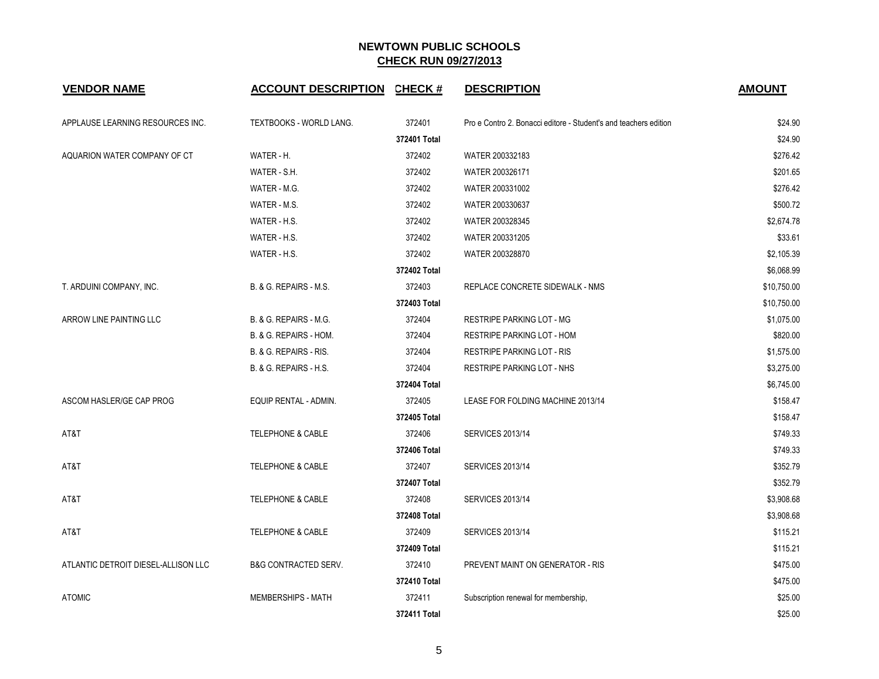## NEWTOWN PUBLIC SCHOOLS

**CHECK RUN 09/27/2013**

| VENDOR NAME | ACCOUNT DESCRIPTION | CHECK # | DESCRIPTION | AMOUNT |
|---|---|---|---|---|
| APPLAUSE LEARNING RESOURCES INC. | TEXTBOOKS - WORLD LANG. | 372401 | Pro e Contro 2. Bonacci editore - Student's and teachers edition | $24.90 |
| | | **372401 Total** | | $24.90 |
| AQUARION WATER COMPANY OF CT | WATER - H. | 372402 | WATER 200332183 | $276.42 |
| | WATER - S.H. | 372402 | WATER 200326171 | $201.65 |
| | WATER - M.G. | 372402 | WATER 200331002 | $276.42 |
| | WATER - M.S. | 372402 | WATER 200330637 | $500.72 |
| | WATER - H.S. | 372402 | WATER 200328345 | $2,674.78 |
| | WATER - H.S. | 372402 | WATER 200331205 | $33.61 |
| | WATER - H.S. | 372402 | WATER 200328870 | $2,105.39 |
| | | **372402 Total** | | $6,068.99 |
| T. ARDUINI COMPANY, INC. | B. & G. REPAIRS - M.S. | 372403 | REPLACE CONCRETE SIDEWALK - NMS | $10,750.00 |
| | | **372403 Total** | | $10,750.00 |
| ARROW LINE PAINTING LLC | B. & G. REPAIRS - M.G. | 372404 | RESTRIPE PARKING LOT - MG | $1,075.00 |
| | B. & G. REPAIRS - HOM. | 372404 | RESTRIPE PARKING LOT - HOM | $820.00 |
| | B. & G. REPAIRS - RIS. | 372404 | RESTRIPE PARKING LOT - RIS | $1,575.00 |
| | B. & G. REPAIRS - H.S. | 372404 | RESTRIPE PARKING LOT - NHS | $3,275.00 |
| | | **372404 Total** | | $6,745.00 |
| ASCOM HASLER/GE CAP PROG | EQUIP RENTAL - ADMIN. | 372405 | LEASE FOR FOLDING MACHINE 2013/14 | $158.47 |
| | | **372405 Total** | | $158.47 |
| AT&T | TELEPHONE & CABLE | 372406 | SERVICES 2013/14 | $749.33 |
| | | **372406 Total** | | $749.33 |
| AT&T | TELEPHONE & CABLE | 372407 | SERVICES 2013/14 | $352.79 |
| | | **372407 Total** | | $352.79 |
| AT&T | TELEPHONE & CABLE | 372408 | SERVICES 2013/14 | $3,908.68 |
| | | **372408 Total** | | $3,908.68 |
| AT&T | TELEPHONE & CABLE | 372409 | SERVICES 2013/14 | $115.21 |
| | | **372409 Total** | | $115.21 |
| ATLANTIC DETROIT DIESEL-ALLISON LLC | B&G CONTRACTED SERV. | 372410 | PREVENT MAINT ON GENERATOR - RIS | $475.00 |
| | | **372410 Total** | | $475.00 |
| ATOMIC | MEMBERSHIPS - MATH | 372411 | Subscription renewal for membership, | $25.00 |
| | | **372411 Total** | | $25.00 |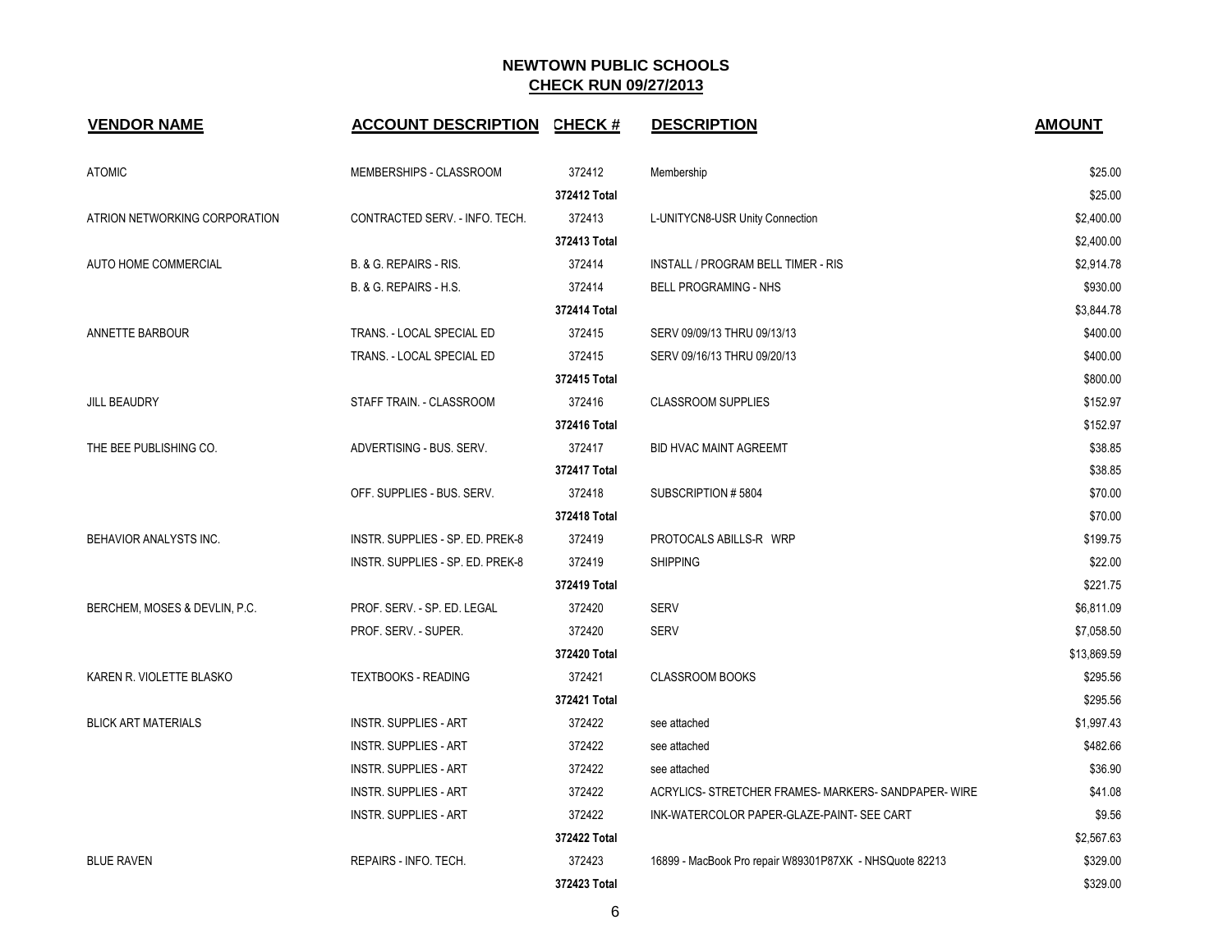## NEWTOWN PUBLIC SCHOOLS
## CHECK RUN 09/27/2013

| VENDOR NAME | ACCOUNT DESCRIPTION | CHECK # | DESCRIPTION | AMOUNT |
|---|---|---|---|---|
| ATOMIC | MEMBERSHIPS - CLASSROOM | 372412 | Membership | $25.00 |
| | | 372412 Total | | $25.00 |
| ATRION NETWORKING CORPORATION | CONTRACTED SERV. - INFO. TECH. | 372413 | L-UNITYCN8-USR Unity Connection | $2,400.00 |
| | | 372413 Total | | $2,400.00 |
| AUTO HOME COMMERCIAL | B. & G. REPAIRS - RIS. | 372414 | INSTALL / PROGRAM BELL TIMER - RIS | $2,914.78 |
| | B. & G. REPAIRS - H.S. | 372414 | BELL PROGRAMING - NHS | $930.00 |
| | | 372414 Total | | $3,844.78 |
| ANNETTE BARBOUR | TRANS. - LOCAL SPECIAL ED | 372415 | SERV 09/09/13 THRU 09/13/13 | $400.00 |
| | TRANS. - LOCAL SPECIAL ED | 372415 | SERV 09/16/13 THRU 09/20/13 | $400.00 |
| | | 372415 Total | | $800.00 |
| JILL BEAUDRY | STAFF TRAIN. - CLASSROOM | 372416 | CLASSROOM SUPPLIES | $152.97 |
| | | 372416 Total | | $152.97 |
| THE BEE PUBLISHING CO. | ADVERTISING - BUS. SERV. | 372417 | BID HVAC MAINT AGREEMT | $38.85 |
| | | 372417 Total | | $38.85 |
| | OFF. SUPPLIES - BUS. SERV. | 372418 | SUBSCRIPTION # 5804 | $70.00 |
| | | 372418 Total | | $70.00 |
| BEHAVIOR ANALYSTS INC. | INSTR. SUPPLIES - SP. ED. PREK-8 | 372419 | PROTOCALS ABILLS-R WRP | $199.75 |
| | INSTR. SUPPLIES - SP. ED. PREK-8 | 372419 | SHIPPING | $22.00 |
| | | 372419 Total | | $221.75 |
| BERCHEM, MOSES & DEVLIN, P.C. | PROF. SERV. - SP. ED. LEGAL | 372420 | SERV | $6,811.09 |
| | PROF. SERV. - SUPER. | 372420 | SERV | $7,058.50 |
| | | 372420 Total | | $13,869.59 |
| KAREN R. VIOLETTE BLASKO | TEXTBOOKS - READING | 372421 | CLASSROOM BOOKS | $295.56 |
| | | 372421 Total | | $295.56 |
| BLICK ART MATERIALS | INSTR. SUPPLIES - ART | 372422 | see attached | $1,997.43 |
| | INSTR. SUPPLIES - ART | 372422 | see attached | $482.66 |
| | INSTR. SUPPLIES - ART | 372422 | see attached | $36.90 |
| | INSTR. SUPPLIES - ART | 372422 | ACRYLICS- STRETCHER FRAMES- MARKERS- SANDPAPER- WIRE | $41.08 |
| | INSTR. SUPPLIES - ART | 372422 | INK-WATERCOLOR PAPER-GLAZE-PAINT- SEE CART | $9.56 |
| | | 372422 Total | | $2,567.63 |
| BLUE RAVEN | REPAIRS - INFO. TECH. | 372423 | 16899 - MacBook Pro repair W89301P87XK - NHSQuote 82213 | $329.00 |
| | | 372423 Total | | $329.00 |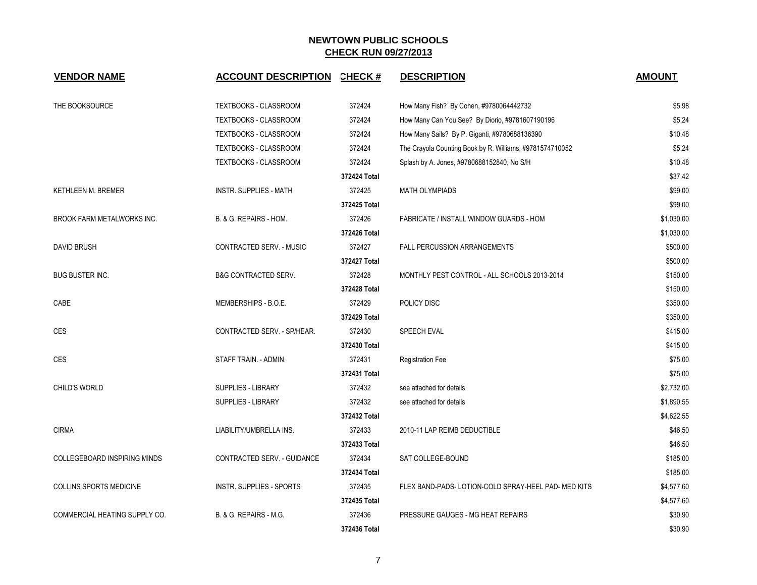# NEWTOWN PUBLIC SCHOOLS
## CHECK RUN 09/27/2013

| VENDOR NAME | ACCOUNT DESCRIPTION | CHECK # | DESCRIPTION | AMOUNT |
|---|---|---|---|---|
| THE BOOKSOURCE | TEXTBOOKS - CLASSROOM | 372424 | How Many Fish? By Cohen, #9780064442732 | $5.98 |
| | TEXTBOOKS - CLASSROOM | 372424 | How Many Can You See? By Diorio, #9781607190196 | $5.24 |
| | TEXTBOOKS - CLASSROOM | 372424 | How Many Sails? By P. Giganti, #9780688136390 | $10.48 |
| | TEXTBOOKS - CLASSROOM | 372424 | The Crayola Counting Book by R. Williams, #9781574710052 | $5.24 |
| | TEXTBOOKS - CLASSROOM | 372424 | Splash by A. Jones, #9780688152840, No S/H | $10.48 |
| | | **372424 Total** | | $37.42 |
| KETHLEEN M. BREMER | INSTR. SUPPLIES - MATH | 372425 | MATH OLYMPIADS | $99.00 |
| | | **372425 Total** | | $99.00 |
| BROOK FARM METALWORKS INC. | B. & G. REPAIRS - HOM. | 372426 | FABRICATE / INSTALL WINDOW GUARDS - HOM | $1,030.00 |
| | | **372426 Total** | | $1,030.00 |
| DAVID BRUSH | CONTRACTED SERV. - MUSIC | 372427 | FALL PERCUSSION ARRANGEMENTS | $500.00 |
| | | **372427 Total** | | $500.00 |
| BUG BUSTER INC. | B&G CONTRACTED SERV. | 372428 | MONTHLY PEST CONTROL - ALL SCHOOLS 2013-2014 | $150.00 |
| | | **372428 Total** | | $150.00 |
| CABE | MEMBERSHIPS - B.O.E. | 372429 | POLICY DISC | $350.00 |
| | | **372429 Total** | | $350.00 |
| CES | CONTRACTED SERV. - SP/HEAR. | 372430 | SPEECH EVAL | $415.00 |
| | | **372430 Total** | | $415.00 |
| CES | STAFF TRAIN. - ADMIN. | 372431 | Registration Fee | $75.00 |
| | | **372431 Total** | | $75.00 |
| CHILD'S WORLD | SUPPLIES - LIBRARY | 372432 | see attached for details | $2,732.00 |
| | SUPPLIES - LIBRARY | 372432 | see attached for details | $1,890.55 |
| | | **372432 Total** | | $4,622.55 |
| CIRMA | LIABILITY/UMBRELLA INS. | 372433 | 2010-11 LAP REIMB DEDUCTIBLE | $46.50 |
| | | **372433 Total** | | $46.50 |
| COLLEGEBOARD INSPIRING MINDS | CONTRACTED SERV. - GUIDANCE | 372434 | SAT COLLEGE-BOUND | $185.00 |
| | | **372434 Total** | | $185.00 |
| COLLINS SPORTS MEDICINE | INSTR. SUPPLIES - SPORTS | 372435 | FLEX BAND-PADS- LOTION-COLD SPRAY-HEEL PAD- MED KITS | $4,577.60 |
| | | **372435 Total** | | $4,577.60 |
| COMMERCIAL HEATING SUPPLY CO. | B. & G. REPAIRS - M.G. | 372436 | PRESSURE GAUGES - MG HEAT REPAIRS | $30.90 |
| | | **372436 Total** | | $30.90 |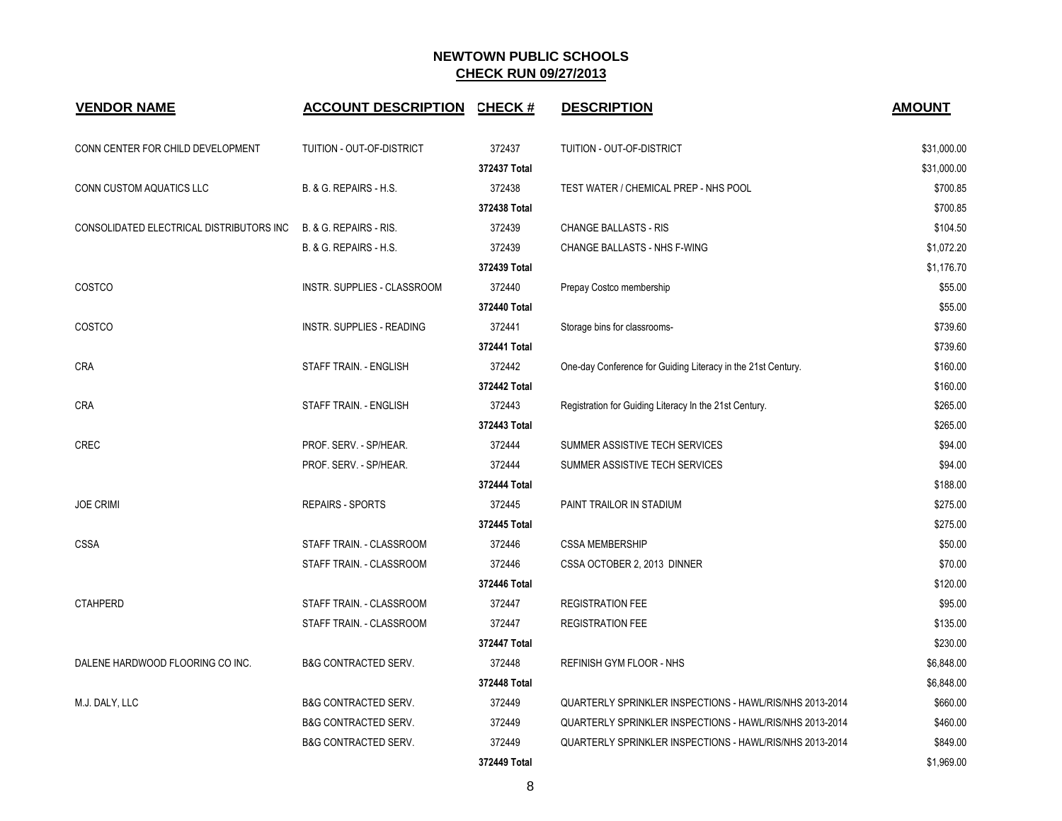# NEWTOWN PUBLIC SCHOOLS
## CHECK RUN 09/27/2013

| VENDOR NAME | ACCOUNT DESCRIPTION | CHECK # | DESCRIPTION | AMOUNT |
|---|---|---|---|---|
| CONN CENTER FOR CHILD DEVELOPMENT | TUITION - OUT-OF-DISTRICT | 372437 | TUITION - OUT-OF-DISTRICT | $31,000.00 |
| | | 372437 Total | | $31,000.00 |
| CONN CUSTOM AQUATICS LLC | B. & G. REPAIRS - H.S. | 372438 | TEST WATER / CHEMICAL PREP - NHS POOL | $700.85 |
| | | 372438 Total | | $700.85 |
| CONSOLIDATED ELECTRICAL DISTRIBUTORS INC | B. & G. REPAIRS - RIS. | 372439 | CHANGE BALLASTS - RIS | $104.50 |
| | B. & G. REPAIRS - H.S. | 372439 | CHANGE BALLASTS - NHS F-WING | $1,072.20 |
| | | 372439 Total | | $1,176.70 |
| COSTCO | INSTR. SUPPLIES - CLASSROOM | 372440 | Prepay Costco membership | $55.00 |
| | | 372440 Total | | $55.00 |
| COSTCO | INSTR. SUPPLIES - READING | 372441 | Storage bins for classrooms- | $739.60 |
| | | 372441 Total | | $739.60 |
| CRA | STAFF TRAIN. - ENGLISH | 372442 | One-day Conference for Guiding Literacy in the 21st Century. | $160.00 |
| | | 372442 Total | | $160.00 |
| CRA | STAFF TRAIN. - ENGLISH | 372443 | Registration for Guiding Literacy In the 21st Century. | $265.00 |
| | | 372443 Total | | $265.00 |
| CREC | PROF. SERV. - SP/HEAR. | 372444 | SUMMER ASSISTIVE TECH SERVICES | $94.00 |
| | PROF. SERV. - SP/HEAR. | 372444 | SUMMER ASSISTIVE TECH SERVICES | $94.00 |
| | | 372444 Total | | $188.00 |
| JOE CRIMI | REPAIRS - SPORTS | 372445 | PAINT TRAILOR IN STADIUM | $275.00 |
| | | 372445 Total | | $275.00 |
| CSSA | STAFF TRAIN. - CLASSROOM | 372446 | CSSA MEMBERSHIP | $50.00 |
| | STAFF TRAIN. - CLASSROOM | 372446 | CSSA OCTOBER 2, 2013 DINNER | $70.00 |
| | | 372446 Total | | $120.00 |
| CTAHPERD | STAFF TRAIN. - CLASSROOM | 372447 | REGISTRATION FEE | $95.00 |
| | STAFF TRAIN. - CLASSROOM | 372447 | REGISTRATION FEE | $135.00 |
| | | 372447 Total | | $230.00 |
| DALENE HARDWOOD FLOORING CO INC. | B&G CONTRACTED SERV. | 372448 | REFINISH GYM FLOOR - NHS | $6,848.00 |
| | | 372448 Total | | $6,848.00 |
| M.J. DALY, LLC | B&G CONTRACTED SERV. | 372449 | QUARTERLY SPRINKLER INSPECTIONS - HAWL/RIS/NHS 2013-2014 | $660.00 |
| | B&G CONTRACTED SERV. | 372449 | QUARTERLY SPRINKLER INSPECTIONS - HAWL/RIS/NHS 2013-2014 | $460.00 |
| | B&G CONTRACTED SERV. | 372449 | QUARTERLY SPRINKLER INSPECTIONS - HAWL/RIS/NHS 2013-2014 | $849.00 |
| | | 372449 Total | | $1,969.00 |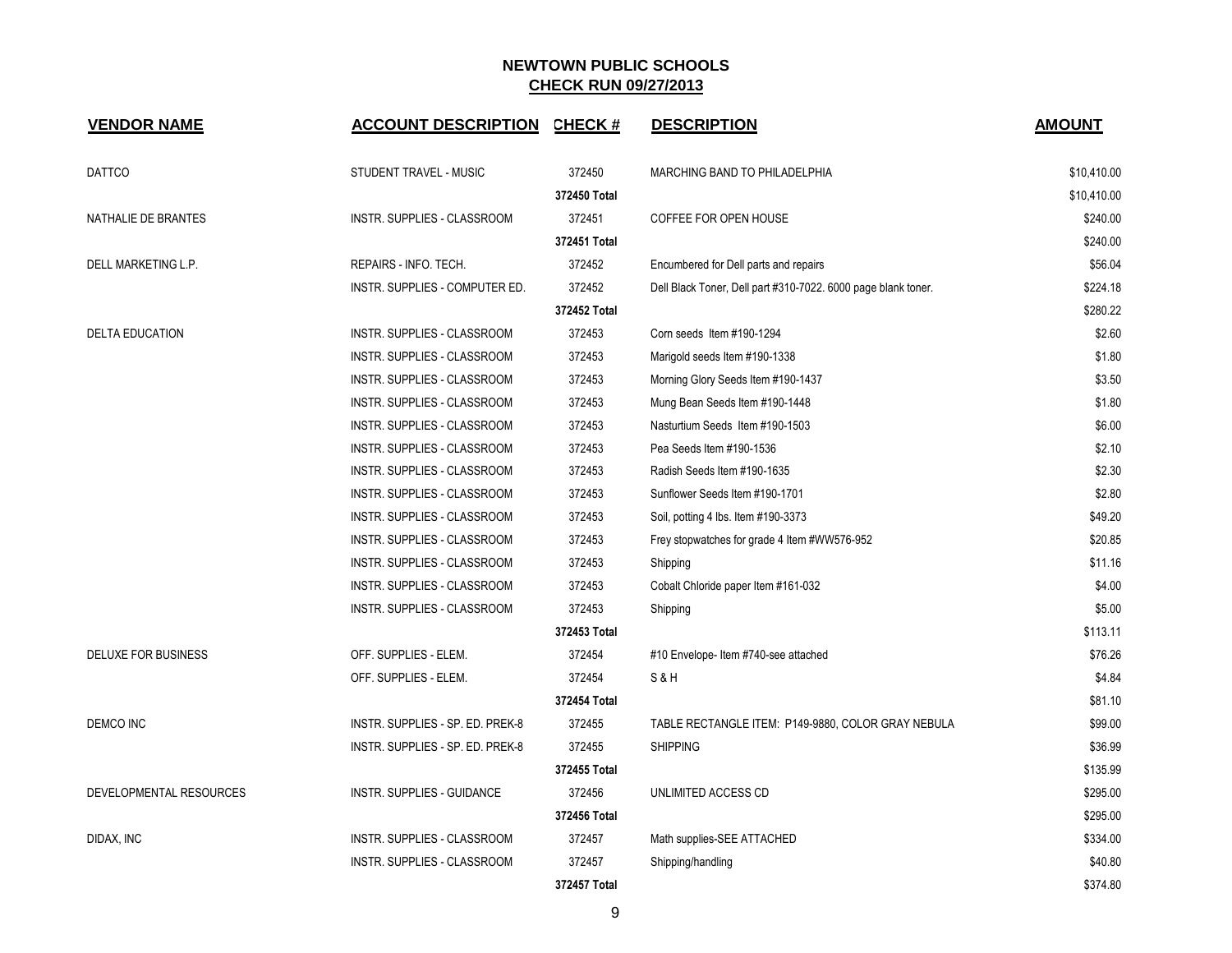# NEWTOWN PUBLIC SCHOOLS

## CHECK RUN 09/27/2013

| VENDOR NAME | ACCOUNT DESCRIPTION | CHECK # | DESCRIPTION | AMOUNT |
|---|---|---|---|---|
| DATTCO | STUDENT TRAVEL - MUSIC | 372450 | MARCHING BAND TO PHILADELPHIA | $10,410.00 |
| | | 372450 Total | | $10,410.00 |
| NATHALIE DE BRANTES | INSTR. SUPPLIES - CLASSROOM | 372451 | COFFEE FOR OPEN HOUSE | $240.00 |
| | | 372451 Total | | $240.00 |
| DELL MARKETING L.P. | REPAIRS - INFO. TECH. | 372452 | Encumbered for Dell parts and repairs | $56.04 |
| | INSTR. SUPPLIES - COMPUTER ED. | 372452 | Dell Black Toner, Dell part #310-7022. 6000 page blank toner. | $224.18 |
| | | 372452 Total | | $280.22 |
| DELTA EDUCATION | INSTR. SUPPLIES - CLASSROOM | 372453 | Corn seeds Item #190-1294 | $2.60 |
| | INSTR. SUPPLIES - CLASSROOM | 372453 | Marigold seeds Item #190-1338 | $1.80 |
| | INSTR. SUPPLIES - CLASSROOM | 372453 | Morning Glory Seeds Item #190-1437 | $3.50 |
| | INSTR. SUPPLIES - CLASSROOM | 372453 | Mung Bean Seeds Item #190-1448 | $1.80 |
| | INSTR. SUPPLIES - CLASSROOM | 372453 | Nasturtium Seeds Item #190-1503 | $6.00 |
| | INSTR. SUPPLIES - CLASSROOM | 372453 | Pea Seeds Item #190-1536 | $2.10 |
| | INSTR. SUPPLIES - CLASSROOM | 372453 | Radish Seeds Item #190-1635 | $2.30 |
| | INSTR. SUPPLIES - CLASSROOM | 372453 | Sunflower Seeds Item #190-1701 | $2.80 |
| | INSTR. SUPPLIES - CLASSROOM | 372453 | Soil, potting 4 lbs. Item #190-3373 | $49.20 |
| | INSTR. SUPPLIES - CLASSROOM | 372453 | Frey stopwatches for grade 4 Item #WW576-952 | $20.85 |
| | INSTR. SUPPLIES - CLASSROOM | 372453 | Shipping | $11.16 |
| | INSTR. SUPPLIES - CLASSROOM | 372453 | Cobalt Chloride paper Item #161-032 | $4.00 |
| | INSTR. SUPPLIES - CLASSROOM | 372453 | Shipping | $5.00 |
| | | 372453 Total | | $113.11 |
| DELUXE FOR BUSINESS | OFF. SUPPLIES - ELEM. | 372454 | #10 Envelope- Item #740-see attached | $76.26 |
| | OFF. SUPPLIES - ELEM. | 372454 | S & H | $4.84 |
| | | 372454 Total | | $81.10 |
| DEMCO INC | INSTR. SUPPLIES - SP. ED. PREK-8 | 372455 | TABLE RECTANGLE ITEM: P149-9880, COLOR GRAY NEBULA | $99.00 |
| | INSTR. SUPPLIES - SP. ED. PREK-8 | 372455 | SHIPPING | $36.99 |
| | | 372455 Total | | $135.99 |
| DEVELOPMENTAL RESOURCES | INSTR. SUPPLIES - GUIDANCE | 372456 | UNLIMITED ACCESS CD | $295.00 |
| | | 372456 Total | | $295.00 |
| DIDAX, INC | INSTR. SUPPLIES - CLASSROOM | 372457 | Math supplies-SEE ATTACHED | $334.00 |
| | INSTR. SUPPLIES - CLASSROOM | 372457 | Shipping/handling | $40.80 |
| | | 372457 Total | | $374.80 |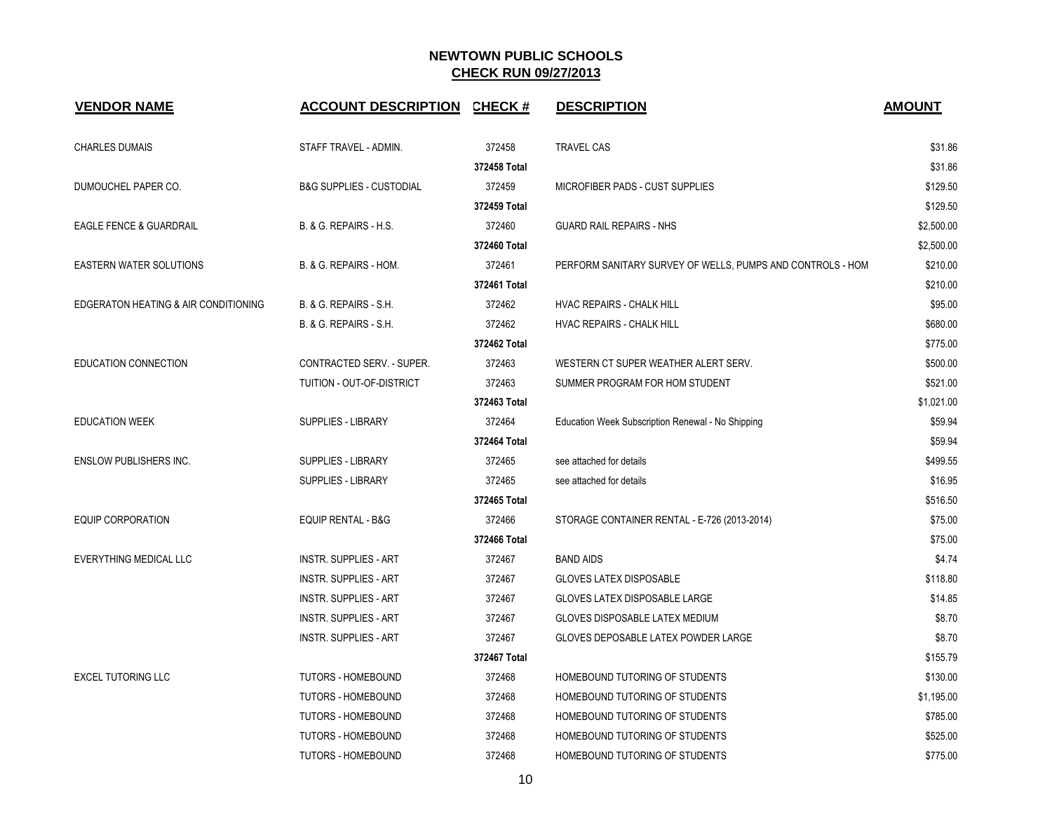# NEWTOWN PUBLIC SCHOOLS

## CHECK RUN 09/27/2013

| VENDOR NAME | ACCOUNT DESCRIPTION | CHECK # | DESCRIPTION | AMOUNT |
|---|---|---|---|---|
| CHARLES DUMAIS | STAFF TRAVEL - ADMIN. | 372458 | TRAVEL CAS | $31.86 |
| | | 372458 Total | | $31.86 |
| DUMOUCHEL PAPER CO. | B&G SUPPLIES - CUSTODIAL | 372459 | MICROFIBER PADS - CUST SUPPLIES | $129.50 |
| | | 372459 Total | | $129.50 |
| EAGLE FENCE & GUARDRAIL | B. & G. REPAIRS - H.S. | 372460 | GUARD RAIL REPAIRS - NHS | $2,500.00 |
| | | 372460 Total | | $2,500.00 |
| EASTERN WATER SOLUTIONS | B. & G. REPAIRS - HOM. | 372461 | PERFORM SANITARY SURVEY OF WELLS, PUMPS AND CONTROLS - HOM | $210.00 |
| | | 372461 Total | | $210.00 |
| EDGERATON HEATING & AIR CONDITIONING | B. & G. REPAIRS - S.H. | 372462 | HVAC REPAIRS - CHALK HILL | $95.00 |
| | B. & G. REPAIRS - S.H. | 372462 | HVAC REPAIRS - CHALK HILL | $680.00 |
| | | 372462 Total | | $775.00 |
| EDUCATION CONNECTION | CONTRACTED SERV. - SUPER. | 372463 | WESTERN CT SUPER WEATHER ALERT SERV. | $500.00 |
| | TUITION - OUT-OF-DISTRICT | 372463 | SUMMER PROGRAM FOR HOM STUDENT | $521.00 |
| | | 372463 Total | | $1,021.00 |
| EDUCATION WEEK | SUPPLIES - LIBRARY | 372464 | Education Week Subscription Renewal - No Shipping | $59.94 |
| | | 372464 Total | | $59.94 |
| ENSLOW PUBLISHERS INC. | SUPPLIES - LIBRARY | 372465 | see attached for details | $499.55 |
| | SUPPLIES - LIBRARY | 372465 | see attached for details | $16.95 |
| | | 372465 Total | | $516.50 |
| EQUIP CORPORATION | EQUIP RENTAL - B&G | 372466 | STORAGE CONTAINER RENTAL - E-726 (2013-2014) | $75.00 |
| | | 372466 Total | | $75.00 |
| EVERYTHING MEDICAL LLC | INSTR. SUPPLIES - ART | 372467 | BAND AIDS | $4.74 |
| | INSTR. SUPPLIES - ART | 372467 | GLOVES LATEX DISPOSABLE | $118.80 |
| | INSTR. SUPPLIES - ART | 372467 | GLOVES LATEX DISPOSABLE LARGE | $14.85 |
| | INSTR. SUPPLIES - ART | 372467 | GLOVES DISPOSABLE LATEX MEDIUM | $8.70 |
| | INSTR. SUPPLIES - ART | 372467 | GLOVES DEPOSABLE LATEX POWDER LARGE | $8.70 |
| | | 372467 Total | | $155.79 |
| EXCEL TUTORING LLC | TUTORS - HOMEBOUND | 372468 | HOMEBOUND TUTORING OF STUDENTS | $130.00 |
| | TUTORS - HOMEBOUND | 372468 | HOMEBOUND TUTORING OF STUDENTS | $1,195.00 |
| | TUTORS - HOMEBOUND | 372468 | HOMEBOUND TUTORING OF STUDENTS | $785.00 |
| | TUTORS - HOMEBOUND | 372468 | HOMEBOUND TUTORING OF STUDENTS | $525.00 |
| | TUTORS - HOMEBOUND | 372468 | HOMEBOUND TUTORING OF STUDENTS | $775.00 |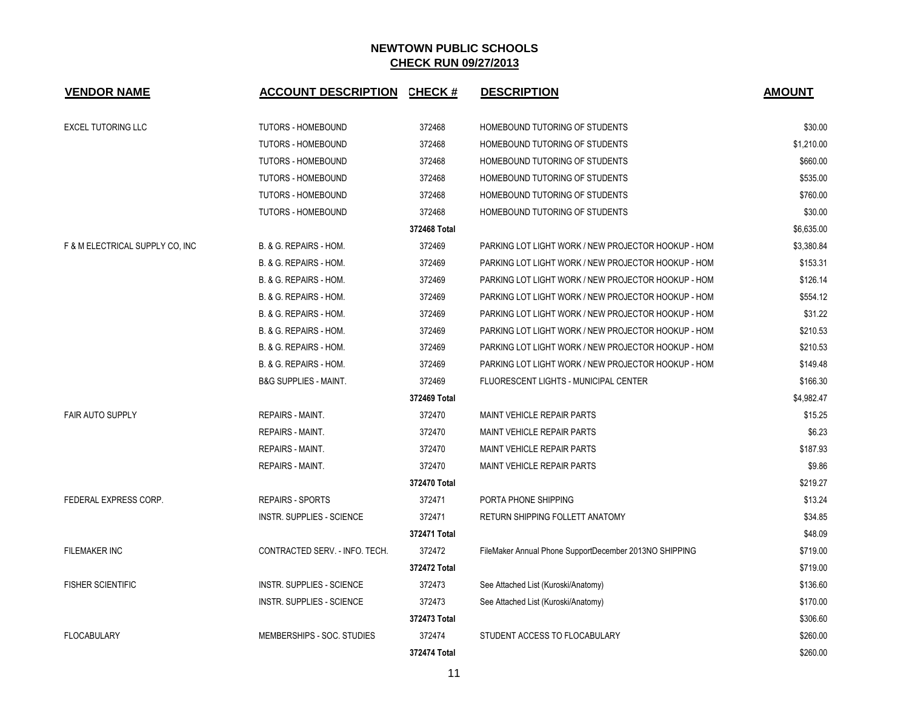## NEWTOWN PUBLIC SCHOOLS
## CHECK RUN 09/27/2013

| VENDOR NAME | ACCOUNT DESCRIPTION | CHECK # | DESCRIPTION | AMOUNT |
|---|---|---|---|---|
| EXCEL TUTORING LLC | TUTORS - HOMEBOUND | 372468 | HOMEBOUND TUTORING OF STUDENTS | $30.00 |
| | TUTORS - HOMEBOUND | 372468 | HOMEBOUND TUTORING OF STUDENTS | $1,210.00 |
| | TUTORS - HOMEBOUND | 372468 | HOMEBOUND TUTORING OF STUDENTS | $660.00 |
| | TUTORS - HOMEBOUND | 372468 | HOMEBOUND TUTORING OF STUDENTS | $535.00 |
| | TUTORS - HOMEBOUND | 372468 | HOMEBOUND TUTORING OF STUDENTS | $760.00 |
| | TUTORS - HOMEBOUND | 372468 | HOMEBOUND TUTORING OF STUDENTS | $30.00 |
| | | 372468 Total | | $6,635.00 |
| F & M ELECTRICAL SUPPLY CO, INC | B. & G. REPAIRS - HOM. | 372469 | PARKING LOT LIGHT WORK / NEW PROJECTOR HOOKUP - HOM | $3,380.84 |
| | B. & G. REPAIRS - HOM. | 372469 | PARKING LOT LIGHT WORK / NEW PROJECTOR HOOKUP - HOM | $153.31 |
| | B. & G. REPAIRS - HOM. | 372469 | PARKING LOT LIGHT WORK / NEW PROJECTOR HOOKUP - HOM | $126.14 |
| | B. & G. REPAIRS - HOM. | 372469 | PARKING LOT LIGHT WORK / NEW PROJECTOR HOOKUP - HOM | $554.12 |
| | B. & G. REPAIRS - HOM. | 372469 | PARKING LOT LIGHT WORK / NEW PROJECTOR HOOKUP - HOM | $31.22 |
| | B. & G. REPAIRS - HOM. | 372469 | PARKING LOT LIGHT WORK / NEW PROJECTOR HOOKUP - HOM | $210.53 |
| | B. & G. REPAIRS - HOM. | 372469 | PARKING LOT LIGHT WORK / NEW PROJECTOR HOOKUP - HOM | $210.53 |
| | B. & G. REPAIRS - HOM. | 372469 | PARKING LOT LIGHT WORK / NEW PROJECTOR HOOKUP - HOM | $149.48 |
| | B&G SUPPLIES - MAINT. | 372469 | FLUORESCENT LIGHTS - MUNICIPAL CENTER | $166.30 |
| | | 372469 Total | | $4,982.47 |
| FAIR AUTO SUPPLY | REPAIRS - MAINT. | 372470 | MAINT VEHICLE REPAIR PARTS | $15.25 |
| | REPAIRS - MAINT. | 372470 | MAINT VEHICLE REPAIR PARTS | $6.23 |
| | REPAIRS - MAINT. | 372470 | MAINT VEHICLE REPAIR PARTS | $187.93 |
| | REPAIRS - MAINT. | 372470 | MAINT VEHICLE REPAIR PARTS | $9.86 |
| | | 372470 Total | | $219.27 |
| FEDERAL EXPRESS CORP. | REPAIRS - SPORTS | 372471 | PORTA PHONE SHIPPING | $13.24 |
| | INSTR. SUPPLIES - SCIENCE | 372471 | RETURN SHIPPING FOLLETT ANATOMY | $34.85 |
| | | 372471 Total | | $48.09 |
| FILEMAKER INC | CONTRACTED SERV. - INFO. TECH. | 372472 | FileMaker Annual Phone SupportDecember 2013NO SHIPPING | $719.00 |
| | | 372472 Total | | $719.00 |
| FISHER SCIENTIFIC | INSTR. SUPPLIES - SCIENCE | 372473 | See Attached List (Kuroski/Anatomy) | $136.60 |
| | INSTR. SUPPLIES - SCIENCE | 372473 | See Attached List (Kuroski/Anatomy) | $170.00 |
| | | 372473 Total | | $306.60 |
| FLOCABULARY | MEMBERSHIPS - SOC. STUDIES | 372474 | STUDENT ACCESS TO FLOCABULARY | $260.00 |
| | | 372474 Total | | $260.00 |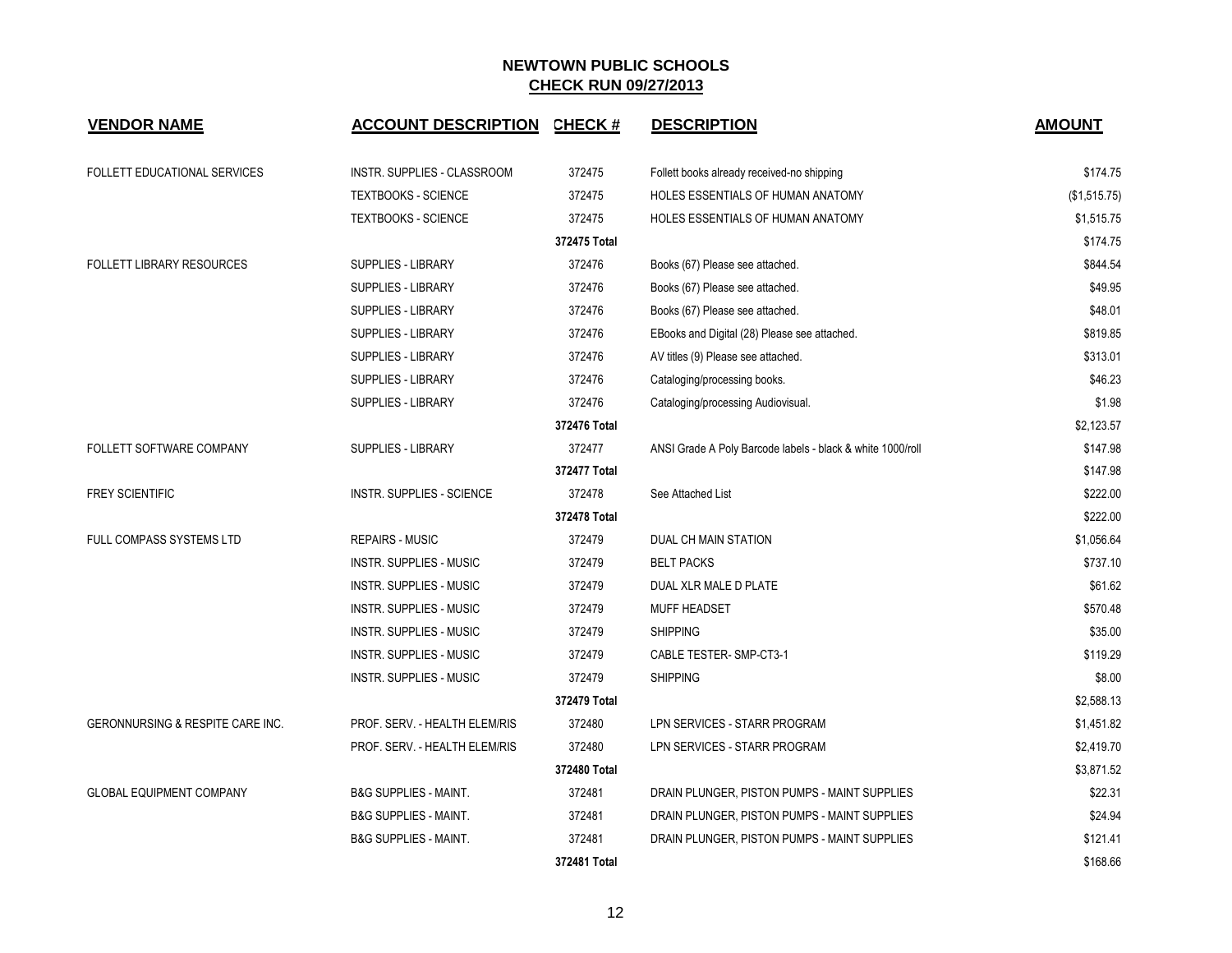# NEWTOWN PUBLIC SCHOOLS
## CHECK RUN 09/27/2013

| VENDOR NAME | ACCOUNT DESCRIPTION | CHECK # | DESCRIPTION | AMOUNT |
|---|---|---|---|---|
| FOLLETT EDUCATIONAL SERVICES | INSTR. SUPPLIES - CLASSROOM | 372475 | Follett books already received-no shipping | $174.75 |
| | TEXTBOOKS - SCIENCE | 372475 | HOLES ESSENTIALS OF HUMAN ANATOMY | ($1,515.75) |
| | TEXTBOOKS - SCIENCE | 372475 | HOLES ESSENTIALS OF HUMAN ANATOMY | $1,515.75 |
| | | **372475 Total** | | $174.75 |
| FOLLETT LIBRARY RESOURCES | SUPPLIES - LIBRARY | 372476 | Books (67) Please see attached. | $844.54 |
| | SUPPLIES - LIBRARY | 372476 | Books (67) Please see attached. | $49.95 |
| | SUPPLIES - LIBRARY | 372476 | Books (67) Please see attached. | $48.01 |
| | SUPPLIES - LIBRARY | 372476 | EBooks and Digital (28) Please see attached. | $819.85 |
| | SUPPLIES - LIBRARY | 372476 | AV titles (9) Please see attached. | $313.01 |
| | SUPPLIES - LIBRARY | 372476 | Cataloging/processing books. | $46.23 |
| | SUPPLIES - LIBRARY | 372476 | Cataloging/processing Audiovisual. | $1.98 |
| | | **372476 Total** | | $2,123.57 |
| FOLLETT SOFTWARE COMPANY | SUPPLIES - LIBRARY | 372477 | ANSI Grade A Poly Barcode labels - black & white 1000/roll | $147.98 |
| | | **372477 Total** | | $147.98 |
| FREY SCIENTIFIC | INSTR. SUPPLIES - SCIENCE | 372478 | See Attached List | $222.00 |
| | | **372478 Total** | | $222.00 |
| FULL COMPASS SYSTEMS LTD | REPAIRS - MUSIC | 372479 | DUAL CH MAIN STATION | $1,056.64 |
| | INSTR. SUPPLIES - MUSIC | 372479 | BELT PACKS | $737.10 |
| | INSTR. SUPPLIES - MUSIC | 372479 | DUAL XLR MALE D PLATE | $61.62 |
| | INSTR. SUPPLIES - MUSIC | 372479 | MUFF HEADSET | $570.48 |
| | INSTR. SUPPLIES - MUSIC | 372479 | SHIPPING | $35.00 |
| | INSTR. SUPPLIES - MUSIC | 372479 | CABLE TESTER- SMP-CT3-1 | $119.29 |
| | INSTR. SUPPLIES - MUSIC | 372479 | SHIPPING | $8.00 |
| | | **372479 Total** | | $2,588.13 |
| GERONNURSING & RESPITE CARE INC. | PROF. SERV. - HEALTH ELEM/RIS | 372480 | LPN SERVICES - STARR PROGRAM | $1,451.82 |
| | PROF. SERV. - HEALTH ELEM/RIS | 372480 | LPN SERVICES - STARR PROGRAM | $2,419.70 |
| | | **372480 Total** | | $3,871.52 |
| GLOBAL EQUIPMENT COMPANY | B&G SUPPLIES - MAINT. | 372481 | DRAIN PLUNGER, PISTON PUMPS - MAINT SUPPLIES | $22.31 |
| | B&G SUPPLIES - MAINT. | 372481 | DRAIN PLUNGER, PISTON PUMPS - MAINT SUPPLIES | $24.94 |
| | B&G SUPPLIES - MAINT. | 372481 | DRAIN PLUNGER, PISTON PUMPS - MAINT SUPPLIES | $121.41 |
| | | **372481 Total** | | $168.66 |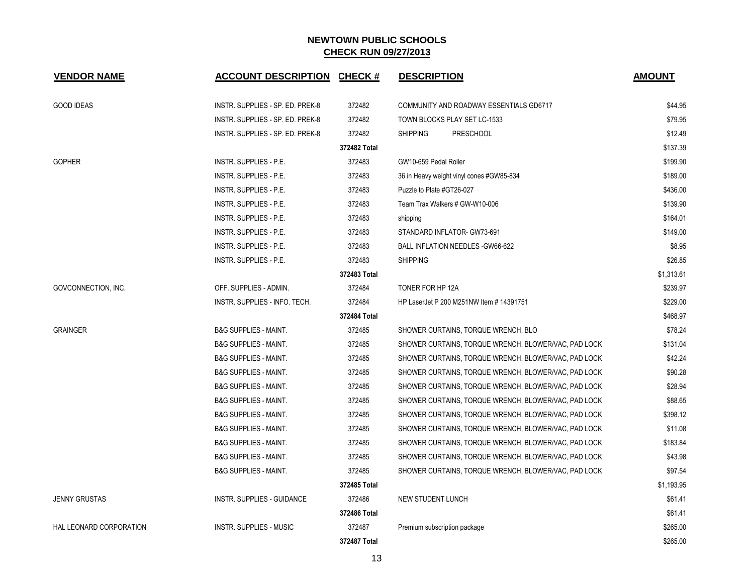# NEWTOWN PUBLIC SCHOOLS

## CHECK RUN 09/27/2013

| VENDOR NAME | ACCOUNT DESCRIPTION | CHECK # | DESCRIPTION | AMOUNT |
|---|---|---|---|---|
| GOOD IDEAS | INSTR. SUPPLIES - SP. ED. PREK-8 | 372482 | COMMUNITY AND ROADWAY ESSENTIALS GD6717 | $44.95 |
| | INSTR. SUPPLIES - SP. ED. PREK-8 | 372482 | TOWN BLOCKS PLAY SET LC-1533 | $79.95 |
| | INSTR. SUPPLIES - SP. ED. PREK-8 | 372482 | SHIPPING PRESCHOOL | $12.49 |
| | | **372482 Total** | | $137.39 |
| GOPHER | INSTR. SUPPLIES - P.E. | 372483 | GW10-659 Pedal Roller | $199.90 |
| | INSTR. SUPPLIES - P.E. | 372483 | 36 in Heavy weight vinyl cones #GW85-834 | $189.00 |
| | INSTR. SUPPLIES - P.E. | 372483 | Puzzle to Plate #GT26-027 | $436.00 |
| | INSTR. SUPPLIES - P.E. | 372483 | Team Trax Walkers # GW-W10-006 | $139.90 |
| | INSTR. SUPPLIES - P.E. | 372483 | shipping | $164.01 |
| | INSTR. SUPPLIES - P.E. | 372483 | STANDARD INFLATOR- GW73-691 | $149.00 |
| | INSTR. SUPPLIES - P.E. | 372483 | BALL INFLATION NEEDLES -GW66-622 | $8.95 |
| | INSTR. SUPPLIES - P.E. | 372483 | SHIPPING | $26.85 |
| | | **372483 Total** | | $1,313.61 |
| GOVCONNECTION, INC. | OFF. SUPPLIES - ADMIN. | 372484 | TONER FOR HP 12A | $239.97 |
| | INSTR. SUPPLIES - INFO. TECH. | 372484 | HP LaserJet P 200 M251NW Item # 14391751 | $229.00 |
| | | **372484 Total** | | $468.97 |
| GRAINGER | B&G SUPPLIES - MAINT. | 372485 | SHOWER CURTAINS, TORQUE WRENCH, BLO | $78.24 |
| | B&G SUPPLIES - MAINT. | 372485 | SHOWER CURTAINS, TORQUE WRENCH, BLOWER/VAC, PAD LOCK | $131.04 |
| | B&G SUPPLIES - MAINT. | 372485 | SHOWER CURTAINS, TORQUE WRENCH, BLOWER/VAC, PAD LOCK | $42.24 |
| | B&G SUPPLIES - MAINT. | 372485 | SHOWER CURTAINS, TORQUE WRENCH, BLOWER/VAC, PAD LOCK | $90.28 |
| | B&G SUPPLIES - MAINT. | 372485 | SHOWER CURTAINS, TORQUE WRENCH, BLOWER/VAC, PAD LOCK | $28.94 |
| | B&G SUPPLIES - MAINT. | 372485 | SHOWER CURTAINS, TORQUE WRENCH, BLOWER/VAC, PAD LOCK | $88.65 |
| | B&G SUPPLIES - MAINT. | 372485 | SHOWER CURTAINS, TORQUE WRENCH, BLOWER/VAC, PAD LOCK | $398.12 |
| | B&G SUPPLIES - MAINT. | 372485 | SHOWER CURTAINS, TORQUE WRENCH, BLOWER/VAC, PAD LOCK | $11.08 |
| | B&G SUPPLIES - MAINT. | 372485 | SHOWER CURTAINS, TORQUE WRENCH, BLOWER/VAC, PAD LOCK | $183.84 |
| | B&G SUPPLIES - MAINT. | 372485 | SHOWER CURTAINS, TORQUE WRENCH, BLOWER/VAC, PAD LOCK | $43.98 |
| | B&G SUPPLIES - MAINT. | 372485 | SHOWER CURTAINS, TORQUE WRENCH, BLOWER/VAC, PAD LOCK | $97.54 |
| | | **372485 Total** | | $1,193.95 |
| JENNY GRUSTAS | INSTR. SUPPLIES - GUIDANCE | 372486 | NEW STUDENT LUNCH | $61.41 |
| | | **372486 Total** | | $61.41 |
| HAL LEONARD CORPORATION | INSTR. SUPPLIES - MUSIC | 372487 | Premium subscription package | $265.00 |
| | | **372487 Total** | | $265.00 |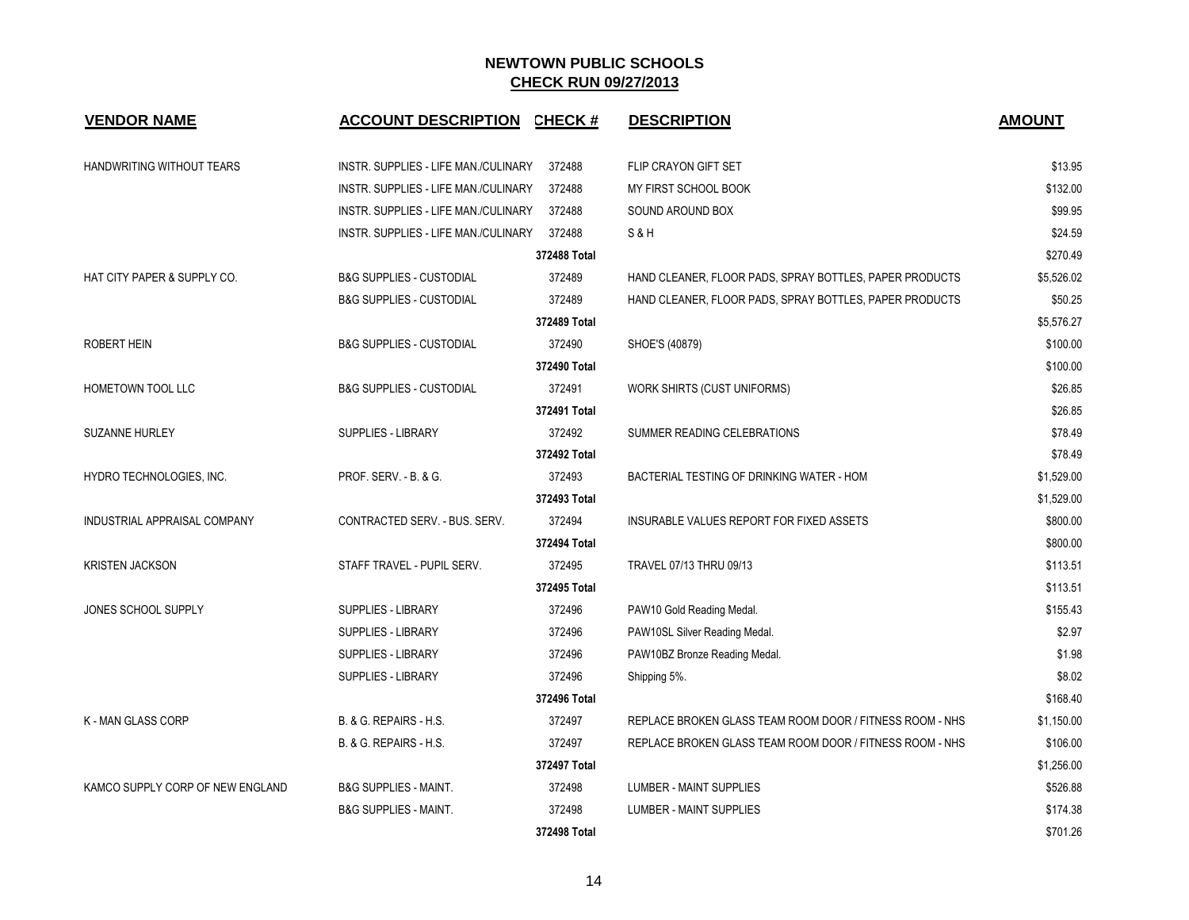## NEWTOWN PUBLIC SCHOOLS

**CHECK RUN 09/27/2013**

| VENDOR NAME | ACCOUNT DESCRIPTION | CHECK # | DESCRIPTION | AMOUNT |
|---|---|---|---|---|
| HANDWRITING WITHOUT TEARS | INSTR. SUPPLIES - LIFE MAN./CULINARY | 372488 | FLIP CRAYON GIFT SET | $13.95 |
| | INSTR. SUPPLIES - LIFE MAN./CULINARY | 372488 | MY FIRST SCHOOL BOOK | $132.00 |
| | INSTR. SUPPLIES - LIFE MAN./CULINARY | 372488 | SOUND AROUND BOX | $99.95 |
| | INSTR. SUPPLIES - LIFE MAN./CULINARY | 372488 | S & H | $24.59 |
| | | **372488 Total** | | $270.49 |
| HAT CITY PAPER & SUPPLY CO. | B&G SUPPLIES - CUSTODIAL | 372489 | HAND CLEANER, FLOOR PADS, SPRAY BOTTLES, PAPER PRODUCTS | $5,526.02 |
| | B&G SUPPLIES - CUSTODIAL | 372489 | HAND CLEANER, FLOOR PADS, SPRAY BOTTLES, PAPER PRODUCTS | $50.25 |
| | | **372489 Total** | | $5,576.27 |
| ROBERT HEIN | B&G SUPPLIES - CUSTODIAL | 372490 | SHOE'S (40879) | $100.00 |
| | | **372490 Total** | | $100.00 |
| HOMETOWN TOOL LLC | B&G SUPPLIES - CUSTODIAL | 372491 | WORK SHIRTS (CUST UNIFORMS) | $26.85 |
| | | **372491 Total** | | $26.85 |
| SUZANNE HURLEY | SUPPLIES - LIBRARY | 372492 | SUMMER READING CELEBRATIONS | $78.49 |
| | | **372492 Total** | | $78.49 |
| HYDRO TECHNOLOGIES, INC. | PROF. SERV. - B. & G. | 372493 | BACTERIAL TESTING OF DRINKING WATER - HOM | $1,529.00 |
| | | **372493 Total** | | $1,529.00 |
| INDUSTRIAL APPRAISAL COMPANY | CONTRACTED SERV. - BUS. SERV. | 372494 | INSURABLE VALUES REPORT FOR FIXED ASSETS | $800.00 |
| | | **372494 Total** | | $800.00 |
| KRISTEN JACKSON | STAFF TRAVEL - PUPIL SERV. | 372495 | TRAVEL 07/13 THRU 09/13 | $113.51 |
| | | **372495 Total** | | $113.51 |
| JONES SCHOOL SUPPLY | SUPPLIES - LIBRARY | 372496 | PAW10 Gold Reading Medal. | $155.43 |
| | SUPPLIES - LIBRARY | 372496 | PAW10SL Silver Reading Medal. | $2.97 |
| | SUPPLIES - LIBRARY | 372496 | PAW10BZ Bronze Reading Medal. | $1.98 |
| | SUPPLIES - LIBRARY | 372496 | Shipping 5%. | $8.02 |
| | | **372496 Total** | | $168.40 |
| K - MAN GLASS CORP | B. & G. REPAIRS - H.S. | 372497 | REPLACE BROKEN GLASS TEAM ROOM DOOR / FITNESS ROOM - NHS | $1,150.00 |
| | B. & G. REPAIRS - H.S. | 372497 | REPLACE BROKEN GLASS TEAM ROOM DOOR / FITNESS ROOM - NHS | $106.00 |
| | | **372497 Total** | | $1,256.00 |
| KAMCO SUPPLY CORP OF NEW ENGLAND | B&G SUPPLIES - MAINT. | 372498 | LUMBER - MAINT SUPPLIES | $526.88 |
| | B&G SUPPLIES - MAINT. | 372498 | LUMBER - MAINT SUPPLIES | $174.38 |
| | | **372498 Total** | | $701.26 |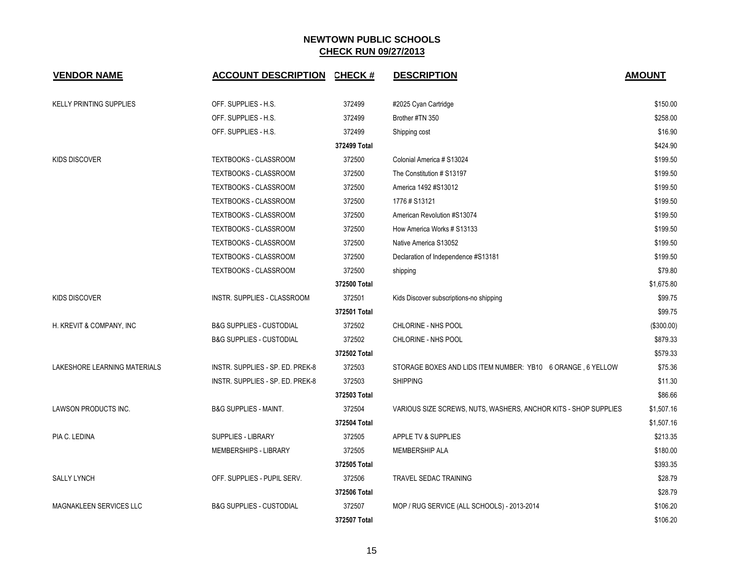**NEWTOWN PUBLIC SCHOOLS**
**CHECK RUN 09/27/2013**

| VENDOR NAME | ACCOUNT DESCRIPTION | CHECK # | DESCRIPTION | AMOUNT |
|---|---|---|---|---|
| KELLY PRINTING SUPPLIES | OFF. SUPPLIES - H.S. | 372499 | #2025 Cyan Cartridge | $150.00 |
| | OFF. SUPPLIES - H.S. | 372499 | Brother #TN 350 | $258.00 |
| | OFF. SUPPLIES - H.S. | 372499 | Shipping cost | $16.90 |
| | | 372499 Total | | $424.90 |
| KIDS DISCOVER | TEXTBOOKS - CLASSROOM | 372500 | Colonial America # S13024 | $199.50 |
| | TEXTBOOKS - CLASSROOM | 372500 | The Constitution # S13197 | $199.50 |
| | TEXTBOOKS - CLASSROOM | 372500 | America 1492 #S13012 | $199.50 |
| | TEXTBOOKS - CLASSROOM | 372500 | 1776 # S13121 | $199.50 |
| | TEXTBOOKS - CLASSROOM | 372500 | American Revolution #S13074 | $199.50 |
| | TEXTBOOKS - CLASSROOM | 372500 | How America Works # S13133 | $199.50 |
| | TEXTBOOKS - CLASSROOM | 372500 | Native America S13052 | $199.50 |
| | TEXTBOOKS - CLASSROOM | 372500 | Declaration of Independence #S13181 | $199.50 |
| | TEXTBOOKS - CLASSROOM | 372500 | shipping | $79.80 |
| | | 372500 Total | | $1,675.80 |
| KIDS DISCOVER | INSTR. SUPPLIES - CLASSROOM | 372501 | Kids Discover subscriptions-no shipping | $99.75 |
| | | 372501 Total | | $99.75 |
| H. KREVIT & COMPANY, INC | B&G SUPPLIES - CUSTODIAL | 372502 | CHLORINE - NHS POOL | ($300.00) |
| | B&G SUPPLIES - CUSTODIAL | 372502 | CHLORINE - NHS POOL | $879.33 |
| | | 372502 Total | | $579.33 |
| LAKESHORE LEARNING MATERIALS | INSTR. SUPPLIES - SP. ED. PREK-8 | 372503 | STORAGE BOXES AND LIDS ITEM NUMBER: YB10 6 ORANGE , 6 YELLOW | $75.36 |
| | INSTR. SUPPLIES - SP. ED. PREK-8 | 372503 | SHIPPING | $11.30 |
| | | 372503 Total | | $86.66 |
| LAWSON PRODUCTS INC. | B&G SUPPLIES - MAINT. | 372504 | VARIOUS SIZE SCREWS, NUTS, WASHERS, ANCHOR KITS - SHOP SUPPLIES | $1,507.16 |
| | | 372504 Total | | $1,507.16 |
| PIA C. LEDINA | SUPPLIES - LIBRARY | 372505 | APPLE TV & SUPPLIES | $213.35 |
| | MEMBERSHIPS - LIBRARY | 372505 | MEMBERSHIP ALA | $180.00 |
| | | 372505 Total | | $393.35 |
| SALLY LYNCH | OFF. SUPPLIES - PUPIL SERV. | 372506 | TRAVEL SEDAC TRAINING | $28.79 |
| | | 372506 Total | | $28.79 |
| MAGNAKLEEN SERVICES LLC | B&G SUPPLIES - CUSTODIAL | 372507 | MOP / RUG SERVICE (ALL SCHOOLS) - 2013-2014 | $106.20 |
| | | 372507 Total | | $106.20 |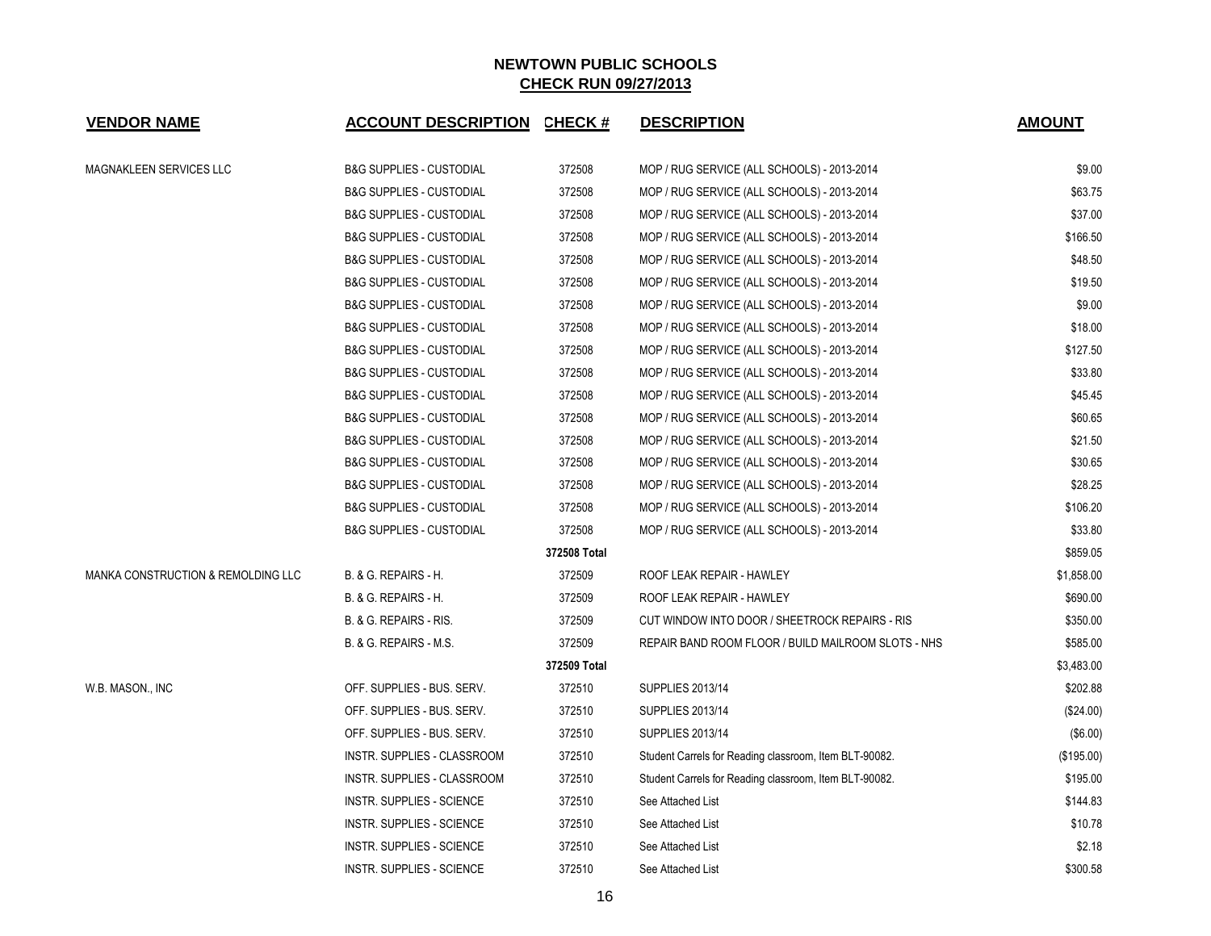## NEWTOWN PUBLIC SCHOOLS
## CHECK RUN 09/27/2013

| VENDOR NAME | ACCOUNT DESCRIPTION | CHECK # | DESCRIPTION | AMOUNT |
|---|---|---|---|---|
| MAGNAKLEEN SERVICES LLC | B&G SUPPLIES - CUSTODIAL | 372508 | MOP / RUG SERVICE (ALL SCHOOLS) - 2013-2014 | $9.00 |
| | B&G SUPPLIES - CUSTODIAL | 372508 | MOP / RUG SERVICE (ALL SCHOOLS) - 2013-2014 | $63.75 |
| | B&G SUPPLIES - CUSTODIAL | 372508 | MOP / RUG SERVICE (ALL SCHOOLS) - 2013-2014 | $37.00 |
| | B&G SUPPLIES - CUSTODIAL | 372508 | MOP / RUG SERVICE (ALL SCHOOLS) - 2013-2014 | $166.50 |
| | B&G SUPPLIES - CUSTODIAL | 372508 | MOP / RUG SERVICE (ALL SCHOOLS) - 2013-2014 | $48.50 |
| | B&G SUPPLIES - CUSTODIAL | 372508 | MOP / RUG SERVICE (ALL SCHOOLS) - 2013-2014 | $19.50 |
| | B&G SUPPLIES - CUSTODIAL | 372508 | MOP / RUG SERVICE (ALL SCHOOLS) - 2013-2014 | $9.00 |
| | B&G SUPPLIES - CUSTODIAL | 372508 | MOP / RUG SERVICE (ALL SCHOOLS) - 2013-2014 | $18.00 |
| | B&G SUPPLIES - CUSTODIAL | 372508 | MOP / RUG SERVICE (ALL SCHOOLS) - 2013-2014 | $127.50 |
| | B&G SUPPLIES - CUSTODIAL | 372508 | MOP / RUG SERVICE (ALL SCHOOLS) - 2013-2014 | $33.80 |
| | B&G SUPPLIES - CUSTODIAL | 372508 | MOP / RUG SERVICE (ALL SCHOOLS) - 2013-2014 | $45.45 |
| | B&G SUPPLIES - CUSTODIAL | 372508 | MOP / RUG SERVICE (ALL SCHOOLS) - 2013-2014 | $60.65 |
| | B&G SUPPLIES - CUSTODIAL | 372508 | MOP / RUG SERVICE (ALL SCHOOLS) - 2013-2014 | $21.50 |
| | B&G SUPPLIES - CUSTODIAL | 372508 | MOP / RUG SERVICE (ALL SCHOOLS) - 2013-2014 | $30.65 |
| | B&G SUPPLIES - CUSTODIAL | 372508 | MOP / RUG SERVICE (ALL SCHOOLS) - 2013-2014 | $28.25 |
| | B&G SUPPLIES - CUSTODIAL | 372508 | MOP / RUG SERVICE (ALL SCHOOLS) - 2013-2014 | $106.20 |
| | B&G SUPPLIES - CUSTODIAL | 372508 | MOP / RUG SERVICE (ALL SCHOOLS) - 2013-2014 | $33.80 |
| | | **372508 Total** | | $859.05 |
| MANKA CONSTRUCTION & REMOLDING LLC | B. & G. REPAIRS - H. | 372509 | ROOF LEAK REPAIR - HAWLEY | $1,858.00 |
| | B. & G. REPAIRS - H. | 372509 | ROOF LEAK REPAIR - HAWLEY | $690.00 |
| | B. & G. REPAIRS - RIS. | 372509 | CUT WINDOW INTO DOOR / SHEETROCK REPAIRS - RIS | $350.00 |
| | B. & G. REPAIRS - M.S. | 372509 | REPAIR BAND ROOM FLOOR / BUILD MAILROOM SLOTS - NHS | $585.00 |
| | | **372509 Total** | | $3,483.00 |
| W.B. MASON., INC | OFF. SUPPLIES - BUS. SERV. | 372510 | SUPPLIES 2013/14 | $202.88 |
| | OFF. SUPPLIES - BUS. SERV. | 372510 | SUPPLIES 2013/14 | ($24.00) |
| | OFF. SUPPLIES - BUS. SERV. | 372510 | SUPPLIES 2013/14 | ($6.00) |
| | INSTR. SUPPLIES - CLASSROOM | 372510 | Student Carrels for Reading classroom, Item BLT-90082. | ($195.00) |
| | INSTR. SUPPLIES - CLASSROOM | 372510 | Student Carrels for Reading classroom, Item BLT-90082. | $195.00 |
| | INSTR. SUPPLIES - SCIENCE | 372510 | See Attached List | $144.83 |
| | INSTR. SUPPLIES - SCIENCE | 372510 | See Attached List | $10.78 |
| | INSTR. SUPPLIES - SCIENCE | 372510 | See Attached List | $2.18 |
| | INSTR. SUPPLIES - SCIENCE | 372510 | See Attached List | $300.58 |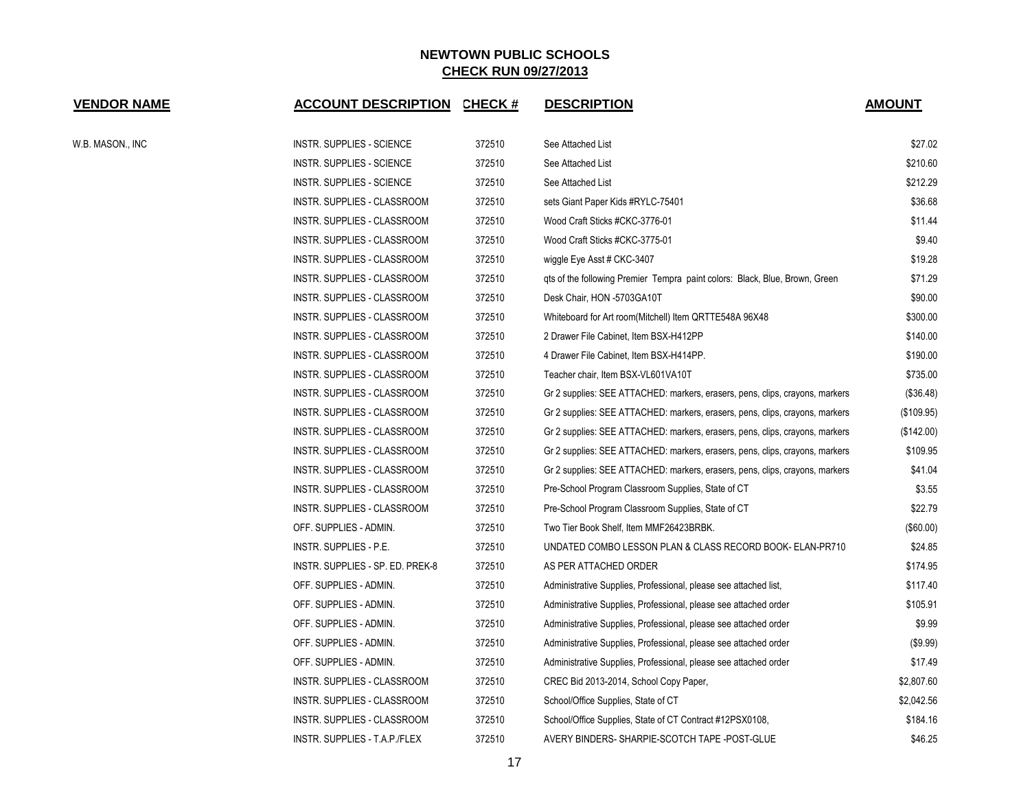# NEWTOWN PUBLIC SCHOOLS
## CHECK RUN 09/27/2013

| VENDOR NAME | ACCOUNT DESCRIPTION | CHECK # | DESCRIPTION | AMOUNT |
|---|---|---|---|---|
| W.B. MASON., INC | INSTR. SUPPLIES - SCIENCE | 372510 | See Attached List | $27.02 |
| | INSTR. SUPPLIES - SCIENCE | 372510 | See Attached List | $210.60 |
| | INSTR. SUPPLIES - SCIENCE | 372510 | See Attached List | $212.29 |
| | INSTR. SUPPLIES - CLASSROOM | 372510 | sets Giant Paper Kids #RYLC-75401 | $36.68 |
| | INSTR. SUPPLIES - CLASSROOM | 372510 | Wood Craft Sticks #CKC-3776-01 | $11.44 |
| | INSTR. SUPPLIES - CLASSROOM | 372510 | Wood Craft Sticks #CKC-3775-01 | $9.40 |
| | INSTR. SUPPLIES - CLASSROOM | 372510 | wiggle Eye Asst # CKC-3407 | $19.28 |
| | INSTR. SUPPLIES - CLASSROOM | 372510 | qts of the following Premier Tempra paint colors: Black, Blue, Brown, Green | $71.29 |
| | INSTR. SUPPLIES - CLASSROOM | 372510 | Desk Chair, HON -5703GA10T | $90.00 |
| | INSTR. SUPPLIES - CLASSROOM | 372510 | Whiteboard for Art room(Mitchell) Item QRTTE548A 96X48 | $300.00 |
| | INSTR. SUPPLIES - CLASSROOM | 372510 | 2 Drawer File Cabinet, Item BSX-H412PP | $140.00 |
| | INSTR. SUPPLIES - CLASSROOM | 372510 | 4 Drawer File Cabinet, Item BSX-H414PP. | $190.00 |
| | INSTR. SUPPLIES - CLASSROOM | 372510 | Teacher chair, Item BSX-VL601VA10T | $735.00 |
| | INSTR. SUPPLIES - CLASSROOM | 372510 | Gr 2 supplies: SEE ATTACHED: markers, erasers, pens, clips, crayons, markers | ($36.48) |
| | INSTR. SUPPLIES - CLASSROOM | 372510 | Gr 2 supplies: SEE ATTACHED: markers, erasers, pens, clips, crayons, markers | ($109.95) |
| | INSTR. SUPPLIES - CLASSROOM | 372510 | Gr 2 supplies: SEE ATTACHED: markers, erasers, pens, clips, crayons, markers | ($142.00) |
| | INSTR. SUPPLIES - CLASSROOM | 372510 | Gr 2 supplies: SEE ATTACHED: markers, erasers, pens, clips, crayons, markers | $109.95 |
| | INSTR. SUPPLIES - CLASSROOM | 372510 | Gr 2 supplies: SEE ATTACHED: markers, erasers, pens, clips, crayons, markers | $41.04 |
| | INSTR. SUPPLIES - CLASSROOM | 372510 | Pre-School Program Classroom Supplies, State of CT | $3.55 |
| | INSTR. SUPPLIES - CLASSROOM | 372510 | Pre-School Program Classroom Supplies, State of CT | $22.79 |
| | OFF. SUPPLIES - ADMIN. | 372510 | Two Tier Book Shelf, Item MMF26423BRBK. | ($60.00) |
| | INSTR. SUPPLIES - P.E. | 372510 | UNDATED COMBO LESSON PLAN & CLASS RECORD BOOK- ELAN-PR710 | $24.85 |
| | INSTR. SUPPLIES - SP. ED. PREK-8 | 372510 | AS PER ATTACHED ORDER | $174.95 |
| | OFF. SUPPLIES - ADMIN. | 372510 | Administrative Supplies, Professional, please see attached list, | $117.40 |
| | OFF. SUPPLIES - ADMIN. | 372510 | Administrative Supplies, Professional, please see attached order | $105.91 |
| | OFF. SUPPLIES - ADMIN. | 372510 | Administrative Supplies, Professional, please see attached order | $9.99 |
| | OFF. SUPPLIES - ADMIN. | 372510 | Administrative Supplies, Professional, please see attached order | ($9.99) |
| | OFF. SUPPLIES - ADMIN. | 372510 | Administrative Supplies, Professional, please see attached order | $17.49 |
| | INSTR. SUPPLIES - CLASSROOM | 372510 | CREC Bid 2013-2014, School Copy Paper, | $2,807.60 |
| | INSTR. SUPPLIES - CLASSROOM | 372510 | School/Office Supplies, State of CT | $2,042.56 |
| | INSTR. SUPPLIES - CLASSROOM | 372510 | School/Office Supplies, State of CT Contract #12PSX0108, | $184.16 |
| | INSTR. SUPPLIES - T.A.P./FLEX | 372510 | AVERY BINDERS- SHARPIE-SCOTCH TAPE -POST-GLUE | $46.25 |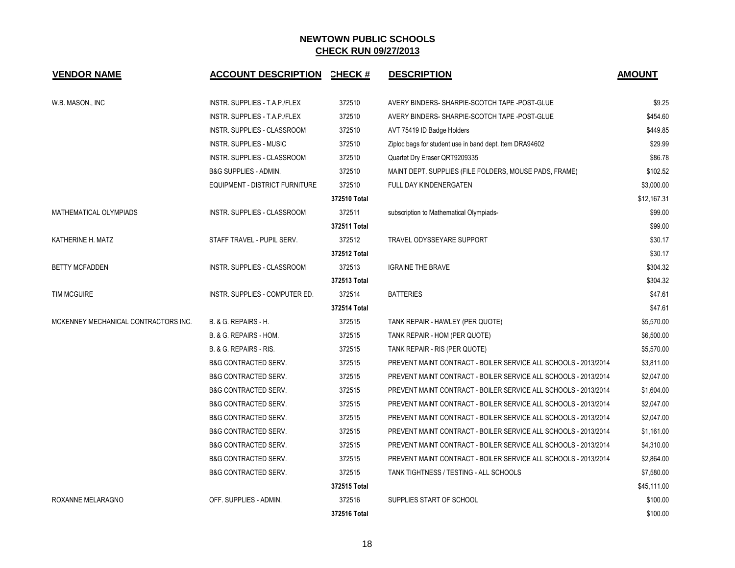## NEWTOWN PUBLIC SCHOOLS
**CHECK RUN 09/27/2013**

| VENDOR NAME | ACCOUNT DESCRIPTION | CHECK # | DESCRIPTION | AMOUNT |
|---|---|---|---|---|
| W.B. MASON., INC | INSTR. SUPPLIES - T.A.P./FLEX | 372510 | AVERY BINDERS- SHARPIE-SCOTCH TAPE -POST-GLUE | $9.25 |
| | INSTR. SUPPLIES - T.A.P./FLEX | 372510 | AVERY BINDERS- SHARPIE-SCOTCH TAPE -POST-GLUE | $454.60 |
| | INSTR. SUPPLIES - CLASSROOM | 372510 | AVT 75419 ID Badge Holders | $449.85 |
| | INSTR. SUPPLIES - MUSIC | 372510 | Ziploc bags for student use in band dept. Item DRA94602 | $29.99 |
| | INSTR. SUPPLIES - CLASSROOM | 372510 | Quartet Dry Eraser QRT9209335 | $86.78 |
| | B&G SUPPLIES - ADMIN. | 372510 | MAINT DEPT. SUPPLIES (FILE FOLDERS, MOUSE PADS, FRAME) | $102.52 |
| | EQUIPMENT - DISTRICT FURNITURE | 372510 | FULL DAY KINDENERGATEN | $3,000.00 |
| | | **372510 Total** | | $12,167.31 |
| MATHEMATICAL OLYMPIADS | INSTR. SUPPLIES - CLASSROOM | 372511 | subscription to Mathematical Olympiads- | $99.00 |
| | | **372511 Total** | | $99.00 |
| KATHERINE H. MATZ | STAFF TRAVEL - PUPIL SERV. | 372512 | TRAVEL ODYSSEYARE SUPPORT | $30.17 |
| | | **372512 Total** | | $30.17 |
| BETTY MCFADDEN | INSTR. SUPPLIES - CLASSROOM | 372513 | IGRAINE THE BRAVE | $304.32 |
| | | **372513 Total** | | $304.32 |
| TIM MCGUIRE | INSTR. SUPPLIES - COMPUTER ED. | 372514 | BATTERIES | $47.61 |
| | | **372514 Total** | | $47.61 |
| MCKENNEY MECHANICAL CONTRACTORS INC. | B. & G. REPAIRS - H. | 372515 | TANK REPAIR - HAWLEY (PER QUOTE) | $5,570.00 |
| | B. & G. REPAIRS - HOM. | 372515 | TANK REPAIR - HOM (PER QUOTE) | $6,500.00 |
| | B. & G. REPAIRS - RIS. | 372515 | TANK REPAIR - RIS (PER QUOTE) | $5,570.00 |
| | B&G CONTRACTED SERV. | 372515 | PREVENT MAINT CONTRACT - BOILER SERVICE ALL SCHOOLS - 2013/2014 | $3,811.00 |
| | B&G CONTRACTED SERV. | 372515 | PREVENT MAINT CONTRACT - BOILER SERVICE ALL SCHOOLS - 2013/2014 | $2,047.00 |
| | B&G CONTRACTED SERV. | 372515 | PREVENT MAINT CONTRACT - BOILER SERVICE ALL SCHOOLS - 2013/2014 | $1,604.00 |
| | B&G CONTRACTED SERV. | 372515 | PREVENT MAINT CONTRACT - BOILER SERVICE ALL SCHOOLS - 2013/2014 | $2,047.00 |
| | B&G CONTRACTED SERV. | 372515 | PREVENT MAINT CONTRACT - BOILER SERVICE ALL SCHOOLS - 2013/2014 | $2,047.00 |
| | B&G CONTRACTED SERV. | 372515 | PREVENT MAINT CONTRACT - BOILER SERVICE ALL SCHOOLS - 2013/2014 | $1,161.00 |
| | B&G CONTRACTED SERV. | 372515 | PREVENT MAINT CONTRACT - BOILER SERVICE ALL SCHOOLS - 2013/2014 | $4,310.00 |
| | B&G CONTRACTED SERV. | 372515 | PREVENT MAINT CONTRACT - BOILER SERVICE ALL SCHOOLS - 2013/2014 | $2,864.00 |
| | B&G CONTRACTED SERV. | 372515 | TANK TIGHTNESS / TESTING - ALL SCHOOLS | $7,580.00 |
| | | **372515 Total** | | $45,111.00 |
| ROXANNE MELARAGNO | OFF. SUPPLIES - ADMIN. | 372516 | SUPPLIES START OF SCHOOL | $100.00 |
| | | **372516 Total** | | $100.00 |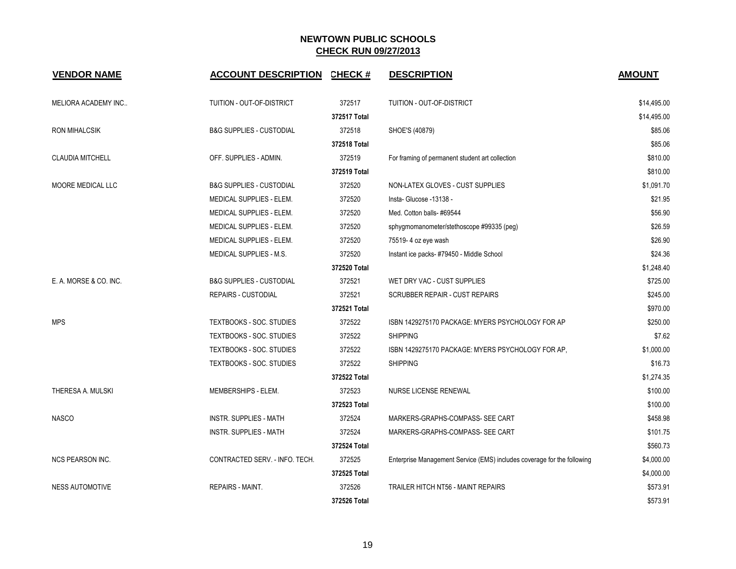# NEWTOWN PUBLIC SCHOOLS
## CHECK RUN 09/27/2013

| VENDOR NAME | ACCOUNT DESCRIPTION | CHECK # | DESCRIPTION | AMOUNT |
|---|---|---|---|---|
| MELIORA ACADEMY INC.. | TUITION - OUT-OF-DISTRICT | 372517 | TUITION - OUT-OF-DISTRICT | $14,495.00 |
| | | 372517 Total | | $14,495.00 |
| RON MIHALCSIK | B&G SUPPLIES - CUSTODIAL | 372518 | SHOE'S (40879) | $85.06 |
| | | 372518 Total | | $85.06 |
| CLAUDIA MITCHELL | OFF. SUPPLIES - ADMIN. | 372519 | For framing of permanent student art collection | $810.00 |
| | | 372519 Total | | $810.00 |
| MOORE MEDICAL LLC | B&G SUPPLIES - CUSTODIAL | 372520 | NON-LATEX GLOVES - CUST SUPPLIES | $1,091.70 |
| | MEDICAL SUPPLIES - ELEM. | 372520 | Insta- Glucose -13138 - | $21.95 |
| | MEDICAL SUPPLIES - ELEM. | 372520 | Med. Cotton balls- #69544 | $56.90 |
| | MEDICAL SUPPLIES - ELEM. | 372520 | sphygmomanometer/stethoscope #99335 (peg) | $26.59 |
| | MEDICAL SUPPLIES - ELEM. | 372520 | 75519- 4 oz eye wash | $26.90 |
| | MEDICAL SUPPLIES - M.S. | 372520 | Instant ice packs- #79450 - Middle School | $24.36 |
| | | 372520 Total | | $1,248.40 |
| E. A. MORSE & CO. INC. | B&G SUPPLIES - CUSTODIAL | 372521 | WET DRY VAC - CUST SUPPLIES | $725.00 |
| | REPAIRS - CUSTODIAL | 372521 | SCRUBBER REPAIR - CUST REPAIRS | $245.00 |
| | | 372521 Total | | $970.00 |
| MPS | TEXTBOOKS - SOC. STUDIES | 372522 | ISBN 1429275170 PACKAGE: MYERS PSYCHOLOGY FOR AP | $250.00 |
| | TEXTBOOKS - SOC. STUDIES | 372522 | SHIPPING | $7.62 |
| | TEXTBOOKS - SOC. STUDIES | 372522 | ISBN 1429275170 PACKAGE: MYERS PSYCHOLOGY FOR AP, | $1,000.00 |
| | TEXTBOOKS - SOC. STUDIES | 372522 | SHIPPING | $16.73 |
| | | 372522 Total | | $1,274.35 |
| THERESA A. MULSKI | MEMBERSHIPS - ELEM. | 372523 | NURSE LICENSE RENEWAL | $100.00 |
| | | 372523 Total | | $100.00 |
| NASCO | INSTR. SUPPLIES - MATH | 372524 | MARKERS-GRAPHS-COMPASS- SEE CART | $458.98 |
| | INSTR. SUPPLIES - MATH | 372524 | MARKERS-GRAPHS-COMPASS- SEE CART | $101.75 |
| | | 372524 Total | | $560.73 |
| NCS PEARSON INC. | CONTRACTED SERV. - INFO. TECH. | 372525 | Enterprise Management Service (EMS) includes coverage for the following | $4,000.00 |
| | | 372525 Total | | $4,000.00 |
| NESS AUTOMOTIVE | REPAIRS - MAINT. | 372526 | TRAILER HITCH NT56 - MAINT REPAIRS | $573.91 |
| | | 372526 Total | | $573.91 |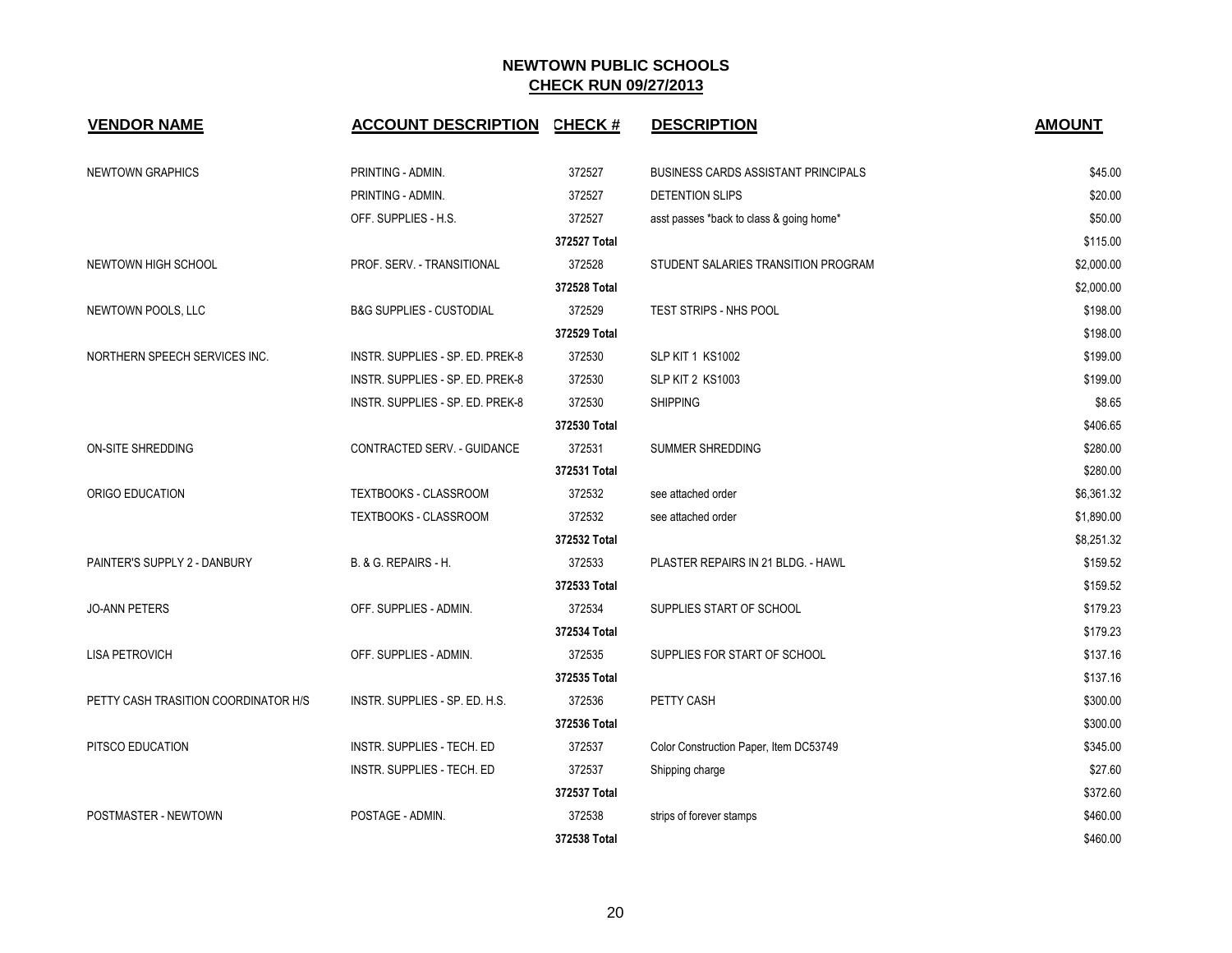# NEWTOWN PUBLIC SCHOOLS

## CHECK RUN 09/27/2013

| VENDOR NAME | ACCOUNT DESCRIPTION | CHECK # | DESCRIPTION | AMOUNT |
|---|---|---|---|---|
| NEWTOWN GRAPHICS | PRINTING - ADMIN. | 372527 | BUSINESS CARDS ASSISTANT PRINCIPALS | $45.00 |
| | PRINTING - ADMIN. | 372527 | DETENTION SLIPS | $20.00 |
| | OFF. SUPPLIES - H.S. | 372527 | asst passes *back to class & going home* | $50.00 |
| | | 372527 Total | | $115.00 |
| NEWTOWN HIGH SCHOOL | PROF. SERV. - TRANSITIONAL | 372528 | STUDENT SALARIES TRANSITION PROGRAM | $2,000.00 |
| | | 372528 Total | | $2,000.00 |
| NEWTOWN POOLS, LLC | B&G SUPPLIES - CUSTODIAL | 372529 | TEST STRIPS - NHS POOL | $198.00 |
| | | 372529 Total | | $198.00 |
| NORTHERN SPEECH SERVICES INC. | INSTR. SUPPLIES - SP. ED. PREK-8 | 372530 | SLP KIT 1 KS1002 | $199.00 |
| | INSTR. SUPPLIES - SP. ED. PREK-8 | 372530 | SLP KIT 2 KS1003 | $199.00 |
| | INSTR. SUPPLIES - SP. ED. PREK-8 | 372530 | SHIPPING | $8.65 |
| | | 372530 Total | | $406.65 |
| ON-SITE SHREDDING | CONTRACTED SERV. - GUIDANCE | 372531 | SUMMER SHREDDING | $280.00 |
| | | 372531 Total | | $280.00 |
| ORIGO EDUCATION | TEXTBOOKS - CLASSROOM | 372532 | see attached order | $6,361.32 |
| | TEXTBOOKS - CLASSROOM | 372532 | see attached order | $1,890.00 |
| | | 372532 Total | | $8,251.32 |
| PAINTER'S SUPPLY 2 - DANBURY | B. & G. REPAIRS - H. | 372533 | PLASTER REPAIRS IN 21 BLDG. - HAWL | $159.52 |
| | | 372533 Total | | $159.52 |
| JO-ANN PETERS | OFF. SUPPLIES - ADMIN. | 372534 | SUPPLIES START OF SCHOOL | $179.23 |
| | | 372534 Total | | $179.23 |
| LISA PETROVICH | OFF. SUPPLIES - ADMIN. | 372535 | SUPPLIES FOR START OF SCHOOL | $137.16 |
| | | 372535 Total | | $137.16 |
| PETTY CASH TRASITION COORDINATOR H/S | INSTR. SUPPLIES - SP. ED. H.S. | 372536 | PETTY CASH | $300.00 |
| | | 372536 Total | | $300.00 |
| PITSCO EDUCATION | INSTR. SUPPLIES - TECH. ED | 372537 | Color Construction Paper, Item DC53749 | $345.00 |
| | INSTR. SUPPLIES - TECH. ED | 372537 | Shipping charge | $27.60 |
| | | 372537 Total | | $372.60 |
| POSTMASTER - NEWTOWN | POSTAGE - ADMIN. | 372538 | strips of forever stamps | $460.00 |
| | | 372538 Total | | $460.00 |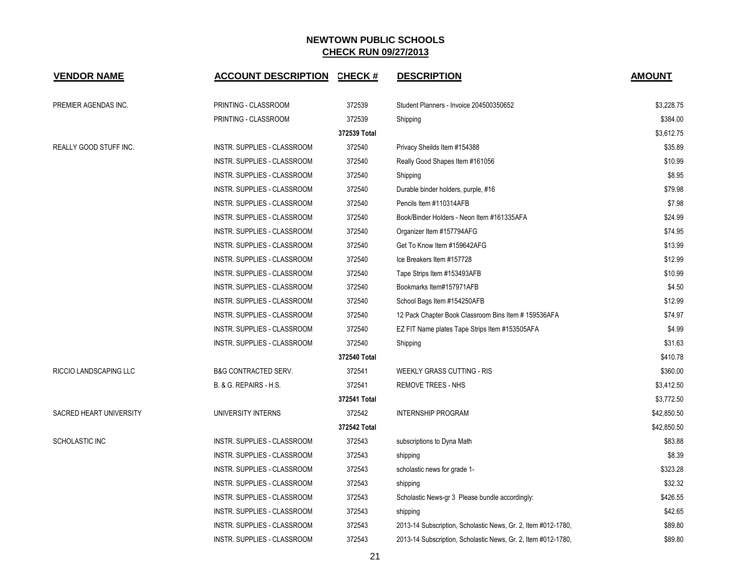# NEWTOWN PUBLIC SCHOOLS
## CHECK RUN 09/27/2013

| VENDOR NAME | ACCOUNT DESCRIPTION | CHECK # | DESCRIPTION | AMOUNT |
|---|---|---|---|---|
| PREMIER AGENDAS INC. | PRINTING - CLASSROOM | 372539 | Student Planners - Invoice 204500350652 | $3,228.75 |
| | PRINTING - CLASSROOM | 372539 | Shipping | $384.00 |
| | | 372539 Total | | $3,612.75 |
| REALLY GOOD STUFF INC. | INSTR. SUPPLIES - CLASSROOM | 372540 | Privacy Sheilds Item #154388 | $35.89 |
| | INSTR. SUPPLIES - CLASSROOM | 372540 | Really Good Shapes Item #161056 | $10.99 |
| | INSTR. SUPPLIES - CLASSROOM | 372540 | Shipping | $8.95 |
| | INSTR. SUPPLIES - CLASSROOM | 372540 | Durable binder holders, purple, #16 | $79.98 |
| | INSTR. SUPPLIES - CLASSROOM | 372540 | Pencils Item #110314AFB | $7.98 |
| | INSTR. SUPPLIES - CLASSROOM | 372540 | Book/Binder Holders - Neon Item #161335AFA | $24.99 |
| | INSTR. SUPPLIES - CLASSROOM | 372540 | Organizer Item #157794AFG | $74.95 |
| | INSTR. SUPPLIES - CLASSROOM | 372540 | Get To Know Item #159642AFG | $13.99 |
| | INSTR. SUPPLIES - CLASSROOM | 372540 | Ice Breakers Item #157728 | $12.99 |
| | INSTR. SUPPLIES - CLASSROOM | 372540 | Tape Strips Item #153493AFB | $10.99 |
| | INSTR. SUPPLIES - CLASSROOM | 372540 | Bookmarks Item#157971AFB | $4.50 |
| | INSTR. SUPPLIES - CLASSROOM | 372540 | School Bags Item #154250AFB | $12.99 |
| | INSTR. SUPPLIES - CLASSROOM | 372540 | 12 Pack Chapter Book Classroom Bins Item # 159536AFA | $74.97 |
| | INSTR. SUPPLIES - CLASSROOM | 372540 | EZ FIT Name plates Tape Strips Item #153505AFA | $4.99 |
| | INSTR. SUPPLIES - CLASSROOM | 372540 | Shipping | $31.63 |
| | | 372540 Total | | $410.78 |
| RICCIO LANDSCAPING LLC | B&G CONTRACTED SERV. | 372541 | WEEKLY GRASS CUTTING - RIS | $360.00 |
| | B. & G. REPAIRS - H.S. | 372541 | REMOVE TREES - NHS | $3,412.50 |
| | | 372541 Total | | $3,772.50 |
| SACRED HEART UNIVERSITY | UNIVERSITY INTERNS | 372542 | INTERNSHIP PROGRAM | $42,850.50 |
| | | 372542 Total | | $42,850.50 |
| SCHOLASTIC INC | INSTR. SUPPLIES - CLASSROOM | 372543 | subscriptions to Dyna Math | $83.88 |
| | INSTR. SUPPLIES - CLASSROOM | 372543 | shipping | $8.39 |
| | INSTR. SUPPLIES - CLASSROOM | 372543 | scholastic news for grade 1- | $323.28 |
| | INSTR. SUPPLIES - CLASSROOM | 372543 | shipping | $32.32 |
| | INSTR. SUPPLIES - CLASSROOM | 372543 | Scholastic News-gr 3 Please bundle accordingly: | $426.55 |
| | INSTR. SUPPLIES - CLASSROOM | 372543 | shipping | $42.65 |
| | INSTR. SUPPLIES - CLASSROOM | 372543 | 2013-14 Subscription, Scholastic News, Gr. 2, Item #012-1780, | $89.80 |
| | INSTR. SUPPLIES - CLASSROOM | 372543 | 2013-14 Subscription, Scholastic News, Gr. 2, Item #012-1780, | $89.80 |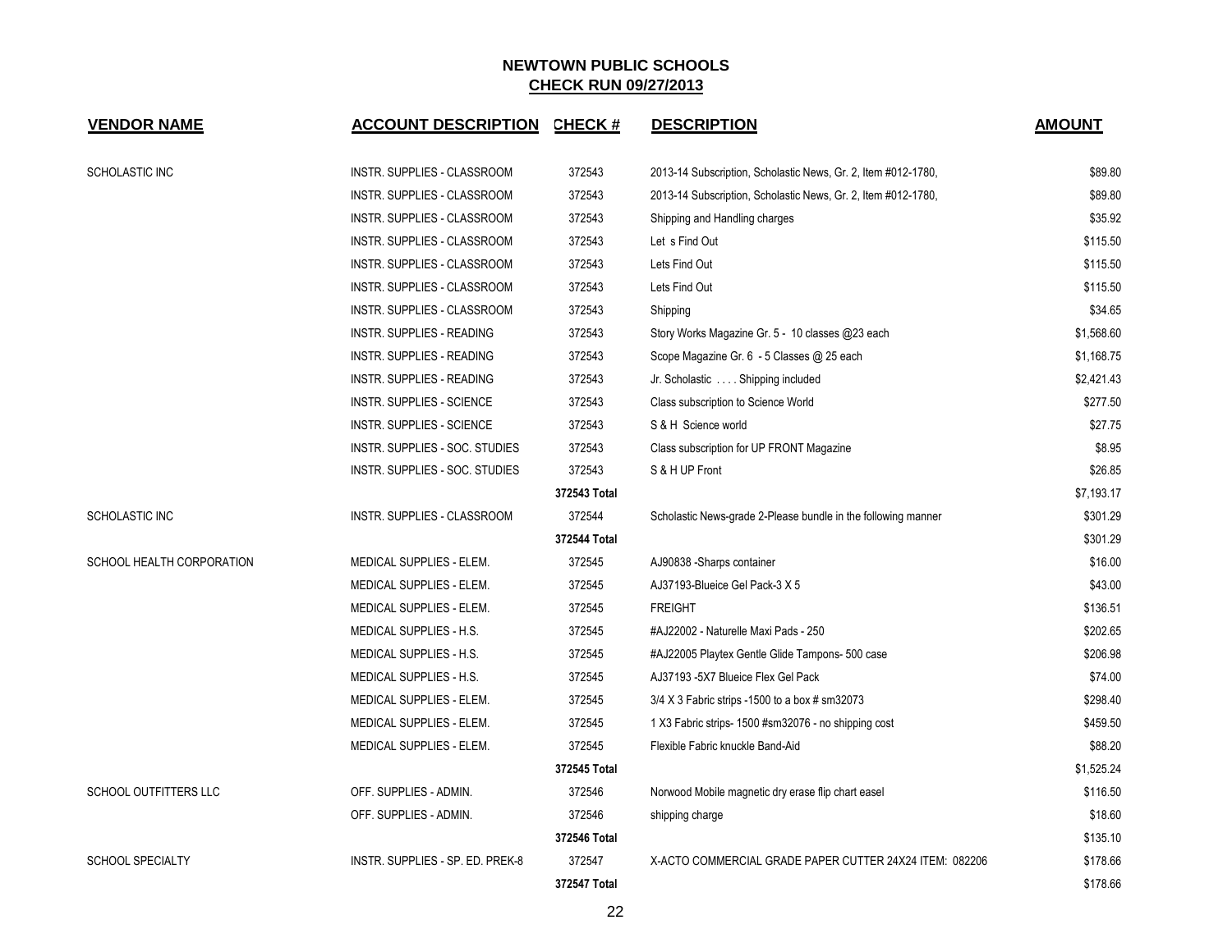# NEWTOWN PUBLIC SCHOOLS
## CHECK RUN 09/27/2013

| VENDOR NAME | ACCOUNT DESCRIPTION | CHECK # | DESCRIPTION | AMOUNT |
|---|---|---|---|---|
| SCHOLASTIC INC | INSTR. SUPPLIES - CLASSROOM | 372543 | 2013-14 Subscription, Scholastic News, Gr. 2, Item #012-1780, | $89.80 |
| | INSTR. SUPPLIES - CLASSROOM | 372543 | 2013-14 Subscription, Scholastic News, Gr. 2, Item #012-1780, | $89.80 |
| | INSTR. SUPPLIES - CLASSROOM | 372543 | Shipping and Handling charges | $35.92 |
| | INSTR. SUPPLIES - CLASSROOM | 372543 | Let s Find Out | $115.50 |
| | INSTR. SUPPLIES - CLASSROOM | 372543 | Lets Find Out | $115.50 |
| | INSTR. SUPPLIES - CLASSROOM | 372543 | Lets Find Out | $115.50 |
| | INSTR. SUPPLIES - CLASSROOM | 372543 | Shipping | $34.65 |
| | INSTR. SUPPLIES - READING | 372543 | Story Works Magazine Gr. 5 - 10 classes @23 each | $1,568.60 |
| | INSTR. SUPPLIES - READING | 372543 | Scope Magazine Gr. 6 - 5 Classes @ 25 each | $1,168.75 |
| | INSTR. SUPPLIES - READING | 372543 | Jr. Scholastic . . . . Shipping included | $2,421.43 |
| | INSTR. SUPPLIES - SCIENCE | 372543 | Class subscription to Science World | $277.50 |
| | INSTR. SUPPLIES - SCIENCE | 372543 | S & H Science world | $27.75 |
| | INSTR. SUPPLIES - SOC. STUDIES | 372543 | Class subscription for UP FRONT Magazine | $8.95 |
| | INSTR. SUPPLIES - SOC. STUDIES | 372543 | S & H UP Front | $26.85 |
| | | 372543 Total | | $7,193.17 |
| SCHOLASTIC INC | INSTR. SUPPLIES - CLASSROOM | 372544 | Scholastic News-grade 2-Please bundle in the following manner | $301.29 |
| | | 372544 Total | | $301.29 |
| SCHOOL HEALTH CORPORATION | MEDICAL SUPPLIES - ELEM. | 372545 | AJ90838 -Sharps container | $16.00 |
| | MEDICAL SUPPLIES - ELEM. | 372545 | AJ37193-Blueice Gel Pack-3 X 5 | $43.00 |
| | MEDICAL SUPPLIES - ELEM. | 372545 | FREIGHT | $136.51 |
| | MEDICAL SUPPLIES - H.S. | 372545 | #AJ22002 - Naturelle Maxi Pads - 250 | $202.65 |
| | MEDICAL SUPPLIES - H.S. | 372545 | #AJ22005 Playtex Gentle Glide Tampons- 500 case | $206.98 |
| | MEDICAL SUPPLIES - H.S. | 372545 | AJ37193 -5X7 Blueice Flex Gel Pack | $74.00 |
| | MEDICAL SUPPLIES - ELEM. | 372545 | 3/4 X 3 Fabric strips -1500 to a box # sm32073 | $298.40 |
| | MEDICAL SUPPLIES - ELEM. | 372545 | 1 X3 Fabric strips- 1500 #sm32076 - no shipping cost | $459.50 |
| | MEDICAL SUPPLIES - ELEM. | 372545 | Flexible Fabric knuckle Band-Aid | $88.20 |
| | | 372545 Total | | $1,525.24 |
| SCHOOL OUTFITTERS LLC | OFF. SUPPLIES - ADMIN. | 372546 | Norwood Mobile magnetic dry erase flip chart easel | $116.50 |
| | OFF. SUPPLIES - ADMIN. | 372546 | shipping charge | $18.60 |
| | | 372546 Total | | $135.10 |
| SCHOOL SPECIALTY | INSTR. SUPPLIES - SP. ED. PREK-8 | 372547 | X-ACTO COMMERCIAL GRADE PAPER CUTTER 24X24 ITEM: 082206 | $178.66 |
| | | 372547 Total | | $178.66 |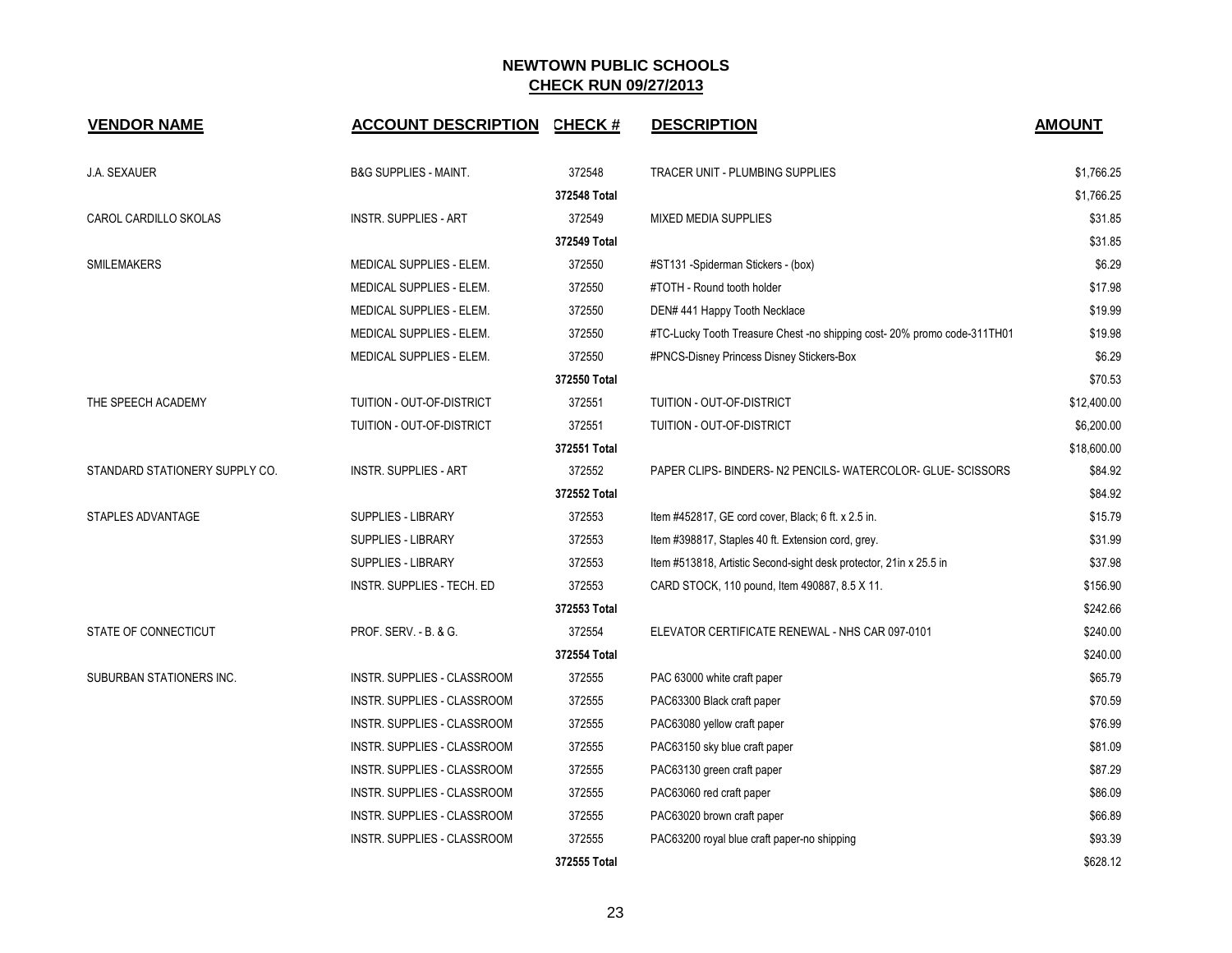# NEWTOWN PUBLIC SCHOOLS

## CHECK RUN 09/27/2013

| VENDOR NAME | ACCOUNT DESCRIPTION | CHECK # | DESCRIPTION | AMOUNT |
|---|---|---|---|---|
| J.A. SEXAUER | B&G SUPPLIES - MAINT. | 372548 | TRACER UNIT - PLUMBING SUPPLIES | $1,766.25 |
| | | 372548 Total | | $1,766.25 |
| CAROL CARDILLO SKOLAS | INSTR. SUPPLIES - ART | 372549 | MIXED MEDIA SUPPLIES | $31.85 |
| | | 372549 Total | | $31.85 |
| SMILEMAKERS | MEDICAL SUPPLIES - ELEM. | 372550 | #ST131 -Spiderman Stickers - (box) | $6.29 |
| | MEDICAL SUPPLIES - ELEM. | 372550 | #TOTH - Round tooth holder | $17.98 |
| | MEDICAL SUPPLIES - ELEM. | 372550 | DEN# 441 Happy Tooth Necklace | $19.99 |
| | MEDICAL SUPPLIES - ELEM. | 372550 | #TC-Lucky Tooth Treasure Chest -no shipping cost- 20% promo code-311TH01 | $19.98 |
| | MEDICAL SUPPLIES - ELEM. | 372550 | #PNCS-Disney Princess Disney Stickers-Box | $6.29 |
| | | 372550 Total | | $70.53 |
| THE SPEECH ACADEMY | TUITION - OUT-OF-DISTRICT | 372551 | TUITION - OUT-OF-DISTRICT | $12,400.00 |
| | TUITION - OUT-OF-DISTRICT | 372551 | TUITION - OUT-OF-DISTRICT | $6,200.00 |
| | | 372551 Total | | $18,600.00 |
| STANDARD STATIONERY SUPPLY CO. | INSTR. SUPPLIES - ART | 372552 | PAPER CLIPS- BINDERS- N2 PENCILS- WATERCOLOR- GLUE- SCISSORS | $84.92 |
| | | 372552 Total | | $84.92 |
| STAPLES ADVANTAGE | SUPPLIES - LIBRARY | 372553 | Item #452817, GE cord cover, Black; 6 ft. x 2.5 in. | $15.79 |
| | SUPPLIES - LIBRARY | 372553 | Item #398817, Staples 40 ft. Extension cord, grey. | $31.99 |
| | SUPPLIES - LIBRARY | 372553 | Item #513818, Artistic Second-sight desk protector, 21in x 25.5 in | $37.98 |
| | INSTR. SUPPLIES - TECH. ED | 372553 | CARD STOCK, 110 pound, Item 490887, 8.5 X 11. | $156.90 |
| | | 372553 Total | | $242.66 |
| STATE OF CONNECTICUT | PROF. SERV. - B. & G. | 372554 | ELEVATOR CERTIFICATE RENEWAL - NHS CAR 097-0101 | $240.00 |
| | | 372554 Total | | $240.00 |
| SUBURBAN STATIONERS INC. | INSTR. SUPPLIES - CLASSROOM | 372555 | PAC 63000 white craft paper | $65.79 |
| | INSTR. SUPPLIES - CLASSROOM | 372555 | PAC63300 Black craft paper | $70.59 |
| | INSTR. SUPPLIES - CLASSROOM | 372555 | PAC63080 yellow craft paper | $76.99 |
| | INSTR. SUPPLIES - CLASSROOM | 372555 | PAC63150 sky blue craft paper | $81.09 |
| | INSTR. SUPPLIES - CLASSROOM | 372555 | PAC63130 green craft paper | $87.29 |
| | INSTR. SUPPLIES - CLASSROOM | 372555 | PAC63060 red craft paper | $86.09 |
| | INSTR. SUPPLIES - CLASSROOM | 372555 | PAC63020 brown craft paper | $66.89 |
| | INSTR. SUPPLIES - CLASSROOM | 372555 | PAC63200 royal blue craft paper-no shipping | $93.39 |
| | | 372555 Total | | $628.12 |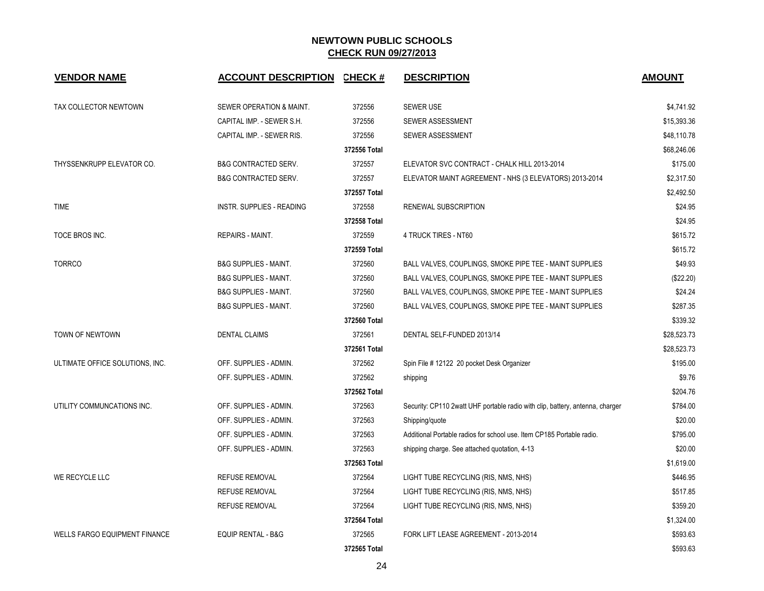# NEWTOWN PUBLIC SCHOOLS

## CHECK RUN 09/27/2013

| VENDOR NAME | ACCOUNT DESCRIPTION | CHECK # | DESCRIPTION | AMOUNT |
|---|---|---|---|---|
| TAX COLLECTOR NEWTOWN | SEWER OPERATION & MAINT. | 372556 | SEWER USE | $4,741.92 |
| | CAPITAL IMP. - SEWER S.H. | 372556 | SEWER ASSESSMENT | $15,393.36 |
| | CAPITAL IMP. - SEWER RIS. | 372556 | SEWER ASSESSMENT | $48,110.78 |
| | | 372556 Total | | $68,246.06 |
| THYSSENKRUPP ELEVATOR CO. | B&G CONTRACTED SERV. | 372557 | ELEVATOR SVC CONTRACT - CHALK HILL 2013-2014 | $175.00 |
| | B&G CONTRACTED SERV. | 372557 | ELEVATOR MAINT AGREEMENT - NHS (3 ELEVATORS) 2013-2014 | $2,317.50 |
| | | 372557 Total | | $2,492.50 |
| TIME | INSTR. SUPPLIES - READING | 372558 | RENEWAL SUBSCRIPTION | $24.95 |
| | | 372558 Total | | $24.95 |
| TOCE BROS INC. | REPAIRS - MAINT. | 372559 | 4 TRUCK TIRES - NT60 | $615.72 |
| | | 372559 Total | | $615.72 |
| TORRCO | B&G SUPPLIES - MAINT. | 372560 | BALL VALVES, COUPLINGS, SMOKE PIPE TEE - MAINT SUPPLIES | $49.93 |
| | B&G SUPPLIES - MAINT. | 372560 | BALL VALVES, COUPLINGS, SMOKE PIPE TEE - MAINT SUPPLIES | ($22.20) |
| | B&G SUPPLIES - MAINT. | 372560 | BALL VALVES, COUPLINGS, SMOKE PIPE TEE - MAINT SUPPLIES | $24.24 |
| | B&G SUPPLIES - MAINT. | 372560 | BALL VALVES, COUPLINGS, SMOKE PIPE TEE - MAINT SUPPLIES | $287.35 |
| | | 372560 Total | | $339.32 |
| TOWN OF NEWTOWN | DENTAL CLAIMS | 372561 | DENTAL SELF-FUNDED 2013/14 | $28,523.73 |
| | | 372561 Total | | $28,523.73 |
| ULTIMATE OFFICE SOLUTIONS, INC. | OFF. SUPPLIES - ADMIN. | 372562 | Spin File # 12122 20 pocket Desk Organizer | $195.00 |
| | OFF. SUPPLIES - ADMIN. | 372562 | shipping | $9.76 |
| | | 372562 Total | | $204.76 |
| UTILITY COMMUNCATIONS INC. | OFF. SUPPLIES - ADMIN. | 372563 | Security: CP110 2watt UHF portable radio with clip, battery, antenna, charger | $784.00 |
| | OFF. SUPPLIES - ADMIN. | 372563 | Shipping/quote | $20.00 |
| | OFF. SUPPLIES - ADMIN. | 372563 | Additional Portable radios for school use. Item CP185 Portable radio. | $795.00 |
| | OFF. SUPPLIES - ADMIN. | 372563 | shipping charge. See attached quotation, 4-13 | $20.00 |
| | | 372563 Total | | $1,619.00 |
| WE RECYCLE LLC | REFUSE REMOVAL | 372564 | LIGHT TUBE RECYCLING (RIS, NMS, NHS) | $446.95 |
| | REFUSE REMOVAL | 372564 | LIGHT TUBE RECYCLING (RIS, NMS, NHS) | $517.85 |
| | REFUSE REMOVAL | 372564 | LIGHT TUBE RECYCLING (RIS, NMS, NHS) | $359.20 |
| | | 372564 Total | | $1,324.00 |
| WELLS FARGO EQUIPMENT FINANCE | EQUIP RENTAL - B&G | 372565 | FORK LIFT LEASE AGREEMENT - 2013-2014 | $593.63 |
| | | 372565 Total | | $593.63 |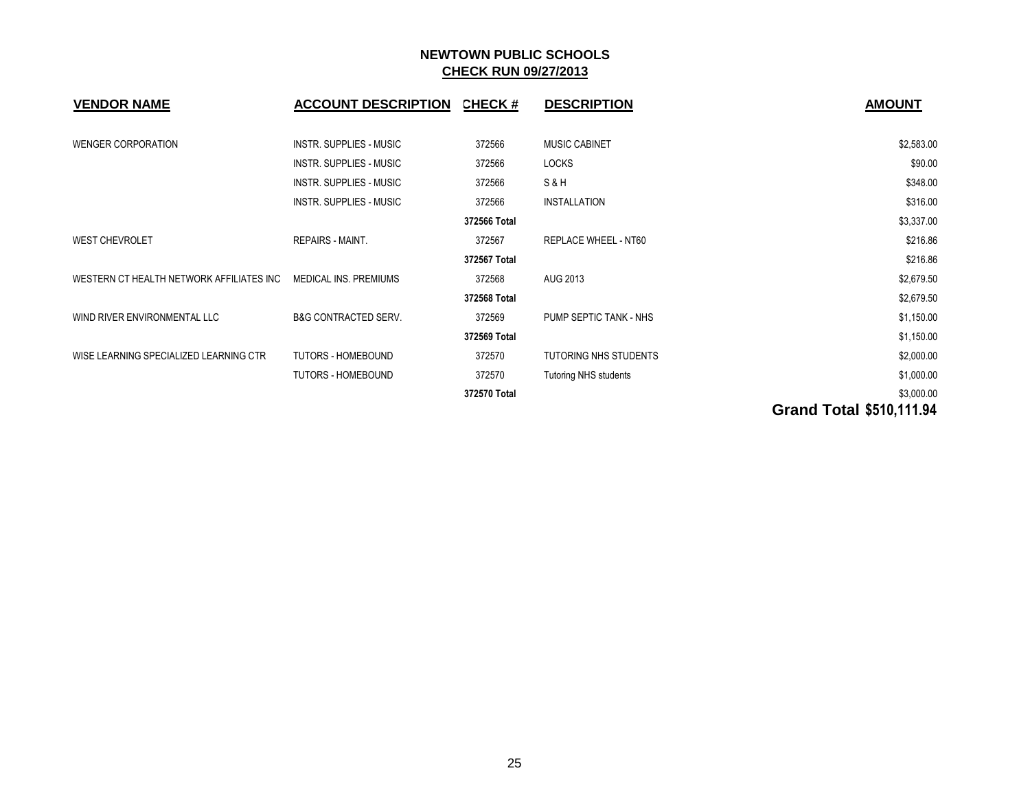## NEWTOWN PUBLIC SCHOOLS
## CHECK RUN 09/27/2013

| VENDOR NAME | ACCOUNT DESCRIPTION | CHECK # | DESCRIPTION | AMOUNT |
|---|---|---|---|---|
| WENGER CORPORATION | INSTR. SUPPLIES - MUSIC | 372566 | MUSIC CABINET | $2,583.00 |
| | INSTR. SUPPLIES - MUSIC | 372566 | LOCKS | $90.00 |
| | INSTR. SUPPLIES - MUSIC | 372566 | S & H | $348.00 |
| | INSTR. SUPPLIES - MUSIC | 372566 | INSTALLATION | $316.00 |
| | | **372566 Total** | | $3,337.00 |
| WEST CHEVROLET | REPAIRS - MAINT. | 372567 | REPLACE WHEEL - NT60 | $216.86 |
| | | **372567 Total** | | $216.86 |
| WESTERN CT HEALTH NETWORK AFFILIATES INC | MEDICAL INS. PREMIUMS | 372568 | AUG 2013 | $2,679.50 |
| | | **372568 Total** | | $2,679.50 |
| WIND RIVER ENVIRONMENTAL LLC | B&G CONTRACTED SERV. | 372569 | PUMP SEPTIC TANK - NHS | $1,150.00 |
| | | **372569 Total** | | $1,150.00 |
| WISE LEARNING SPECIALIZED LEARNING CTR | TUTORS - HOMEBOUND | 372570 | TUTORING NHS STUDENTS | $2,000.00 |
| | TUTORS - HOMEBOUND | 372570 | Tutoring NHS students | $1,000.00 |
| | | **372570 Total** | | $3,000.00 |
| | | | **Grand Total** | **$510,111.94** |